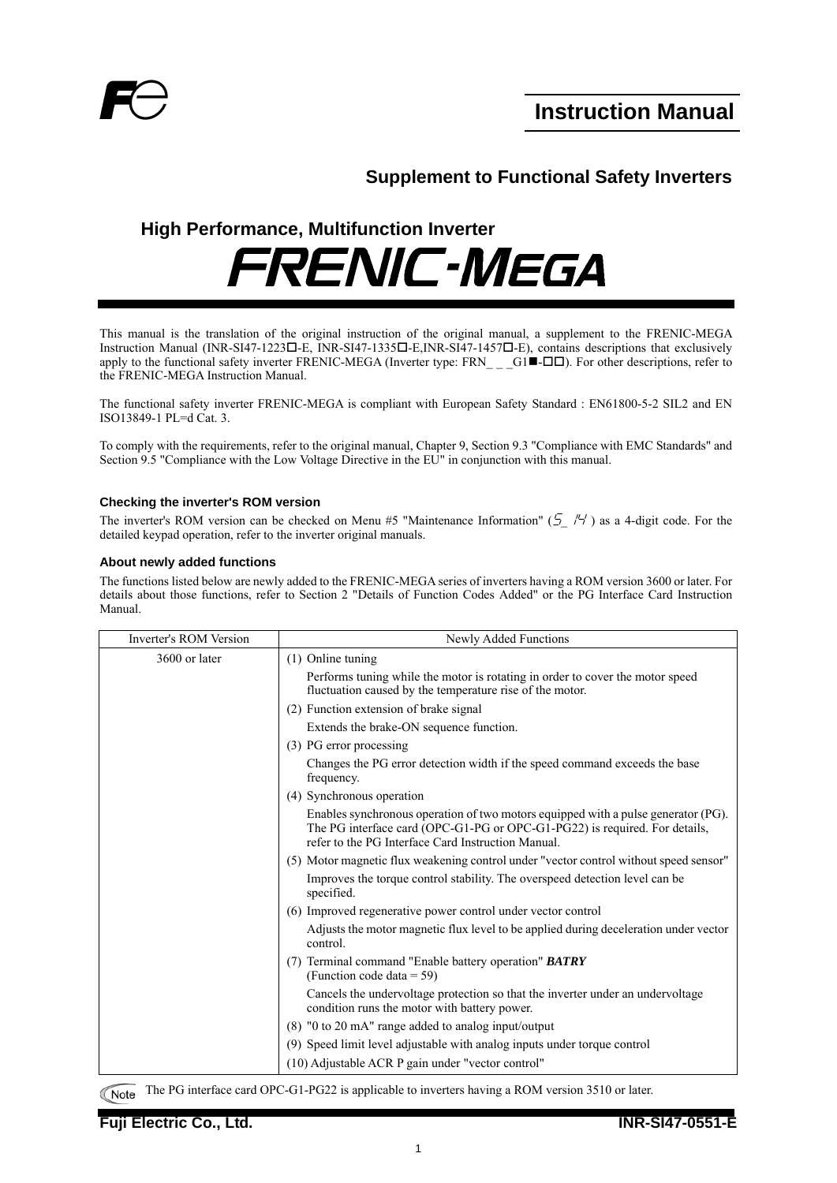# Instruction Manual

## Supplement to Functional Safety Inverters

### High Performance, Multifunction Inverter

# FRENIC-MEGA

This manual is the translation of the original instruction of the original manual, a supplement to the FRENIC-MEGA Instruction Manual (INR-SI47-1223□-E, INR-SI47-1335□-E,INR-SI47-1457□-E), contains descriptions that exclusively apply to the functional safety inverter FRENIC-MEGA (Inverter type: FRN_ _ _G1■-□□). For other descriptions, refer to the FRENIC-MEGA Instruction Manual.

The functional safety inverter FRENIC-MEGA is compliant with European Safety Standard : EN61800-5-2 SIL2 and EN ISO13849-1 PL=d Cat. 3.

To comply with the requirements, refer to the original manual, Chapter 9, Section 9.3 "Compliance with EMC Standards" and Section 9.5 "Compliance with the Low Voltage Directive in the EU" in conjunction with this manual.

#### Checking the inverter's ROM version

The inverter's ROM version can be checked on Menu #5 "Maintenance Information" (5_14) as a 4-digit code. For the detailed keypad operation, refer to the inverter original manuals.

#### About newly added functions

The functions listed below are newly added to the FRENIC-MEGA series of inverters having a ROM version 3600 or later. For details about those functions, refer to Section 2 "Details of Function Codes Added" or the PG Interface Card Instruction Manual.

| Inverter's ROM Version | Newly Added Functions |
|---|---|
| 3600 or later | (1) Online tuning<br>Performs tuning while the motor is rotating in order to cover the motor speed fluctuation caused by the temperature rise of the motor. |
| | (2) Function extension of brake signal<br>Extends the brake-ON sequence function. |
| | (3) PG error processing<br>Changes the PG error detection width if the speed command exceeds the base frequency. |
| | (4) Synchronous operation<br>Enables synchronous operation of two motors equipped with a pulse generator (PG). The PG interface card (OPC-G1-PG or OPC-G1-PG22) is required. For details, refer to the PG Interface Card Instruction Manual. |
| | (5) Motor magnetic flux weakening control under "vector control without speed sensor"<br>Improves the torque control stability. The overspeed detection level can be specified. |
| | (6) Improved regenerative power control under vector control<br>Adjusts the motor magnetic flux level to be applied during deceleration under vector control. |
| | (7) Terminal command "Enable battery operation" ***BATRY*** (Function code data = 59)<br>Cancels the undervoltage protection so that the inverter under an undervoltage condition runs the motor with battery power. |
| | (8) "0 to 20 mA" range added to analog input/output |
| | (9) Speed limit level adjustable with analog inputs under torque control |
| | (10) Adjustable ACR P gain under "vector control" |

Note: The PG interface card OPC-G1-PG22 is applicable to inverters having a ROM version 3510 or later.

Fuji Electric Co., Ltd. INR-SI47-0551-E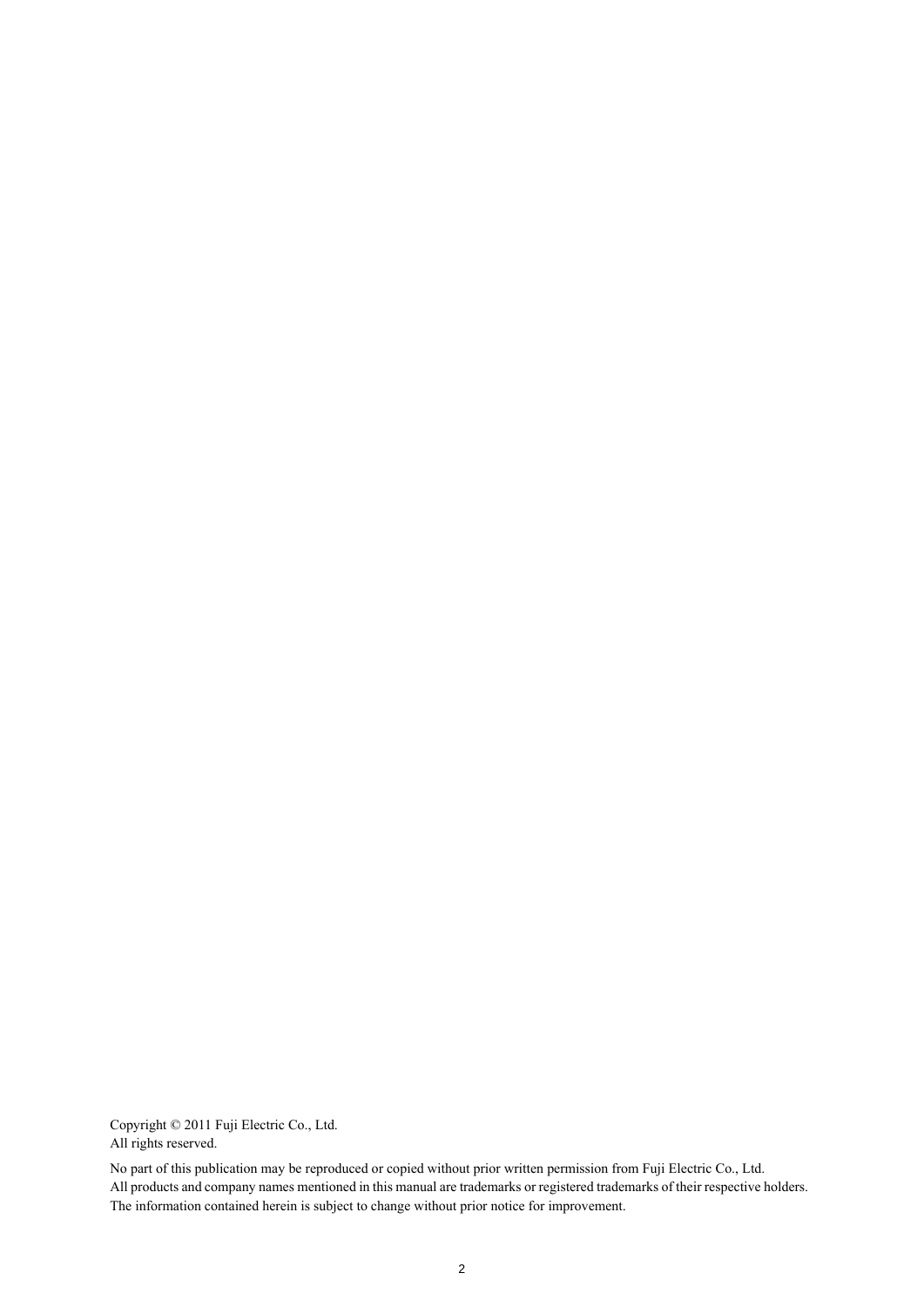Copyright © 2011 Fuji Electric Co., Ltd.
All rights reserved.

No part of this publication may be reproduced or copied without prior written permission from Fuji Electric Co., Ltd.
All products and company names mentioned in this manual are trademarks or registered trademarks of their respective holders.
The information contained herein is subject to change without prior notice for improvement.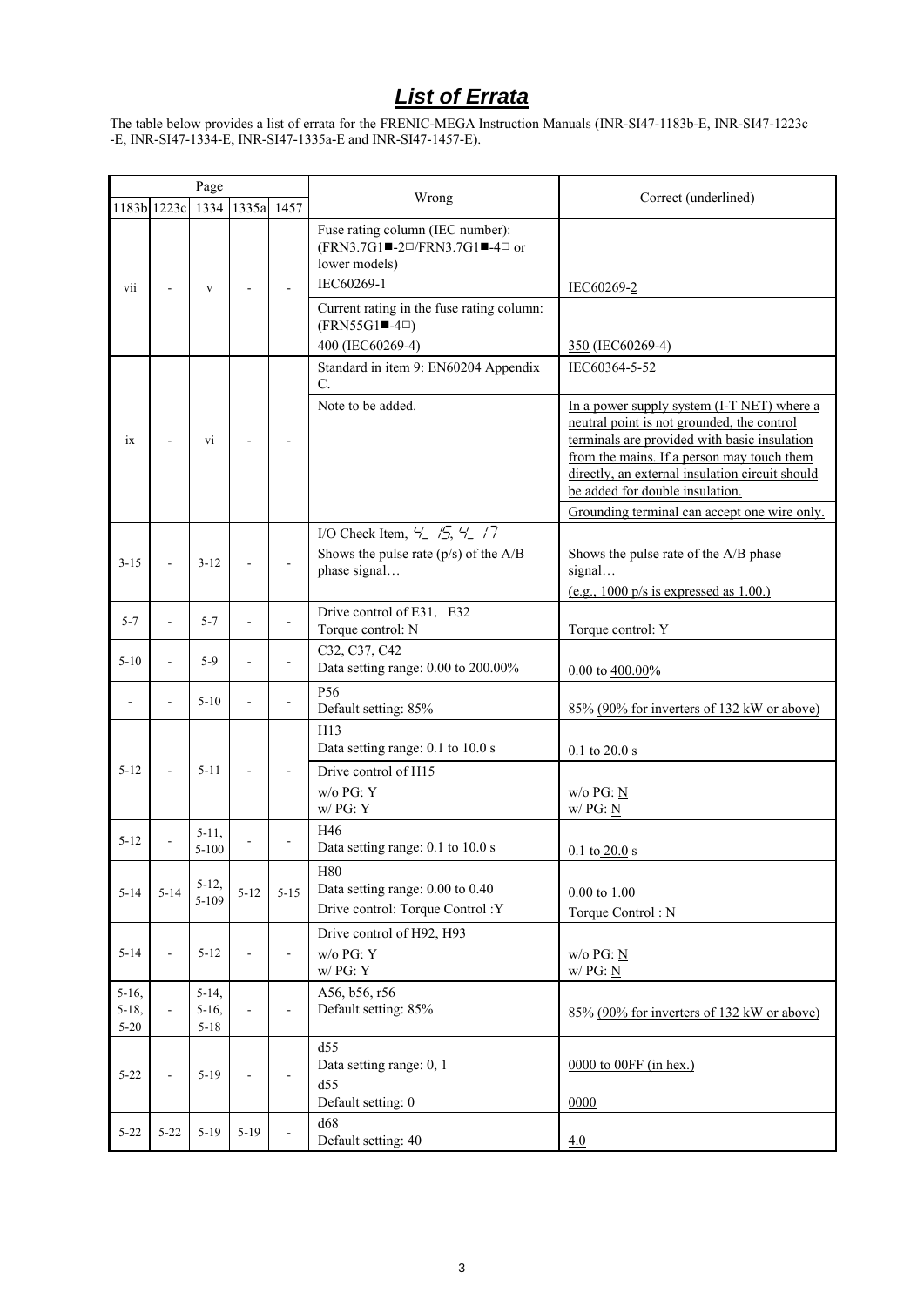# *List of Errata*

The table below provides a list of errata for the FRENIC-MEGA Instruction Manuals (INR-SI47-1183b-E, INR-SI47-1223c -E, INR-SI47-1334-E, INR-SI47-1335a-E and INR-SI47-1457-E).

| Page | | | | | Wrong | Correct (underlined) |
|---|---|---|---|---|---|---|
| 1183b | 1223c | 1334 | 1335a | 1457 | | |
| vii | - | v | - | - | Fuse rating column (IEC number): (FRN3.7G1■-2□/FRN3.7G1■-4□ or lower models) IEC60269-1 | IEC60269-<u>2</u> |
| | | | | | Current rating in the fuse rating column: (FRN55G1■-4□) 400 (IEC60269-4) | <u>350</u> (IEC60269-4) |
| ix | - | vi | - | - | Standard in item 9: EN60204 Appendix C. | <u>IEC60364-5-52</u> |
| | | | | | Note to be added. | <u>In a power supply system (I-T NET) where a neutral point is not grounded, the control terminals are provided with basic insulation from the mains. If a person may touch them directly, an external insulation circuit should be added for double insulation.</u> |
| | | | | | | <u>Grounding terminal can accept one wire only.</u> |
| 3-15 | - | 3-12 | - | - | I/O Check Item, 4_ 15, 4_ 17<br>Shows the pulse rate (p/s) of the A/B phase signal… | Shows the pulse rate of the A/B phase signal…<br><u>(e.g., 1000 p/s is expressed as 1.00.)</u> |
| 5-7 | - | 5-7 | - | - | Drive control of E31, E32<br>Torque control: N | Torque control: <u>Y</u> |
| 5-10 | - | 5-9 | - | - | C32, C37, C42<br>Data setting range: 0.00 to 200.00% | 0.00 to <u>400.00</u>% |
| - | - | 5-10 | - | - | P56<br>Default setting: 85% | 85% <u>(90% for inverters of 132 kW or above)</u> |
| 5-12 | - | 5-11 | - | - | H13<br>Data setting range: 0.1 to 10.0 s | 0.1 to <u>20.0</u> s |
| | | | | | Drive control of H15<br>w/o PG: Y<br>w/ PG: Y | w/o PG: <u>N</u><br>w/ PG: <u>N</u> |
| 5-12 | - | 5-11, 5-100 | - | - | H46<br>Data setting range: 0.1 to 10.0 s | 0.1 to <u>20.0</u> s |
| 5-14 | 5-14 | 5-12, 5-109 | 5-12 | 5-15 | H80<br>Data setting range: 0.00 to 0.40<br>Drive control: Torque Control :Y | 0.00 to <u>1.00</u><br>Torque Control : <u>N</u> |
| 5-14 | - | 5-12 | - | - | Drive control of H92, H93<br>w/o PG: Y<br>w/ PG: Y | w/o PG: <u>N</u><br>w/ PG: <u>N</u> |
| 5-16, 5-18, 5-20 | - | 5-14, 5-16, 5-18 | - | - | A56, b56, r56<br>Default setting: 85% | 85% <u>(90% for inverters of 132 kW or above)</u> |
| 5-22 | - | 5-19 | - | - | d55<br>Data setting range: 0, 1<br>d55<br>Default setting: 0 | <u>0000 to 00FF (in hex.)</u><br><u>0000</u> |
| 5-22 | 5-22 | 5-19 | 5-19 | - | d68<br>Default setting: 40 | <u>4.0</u> |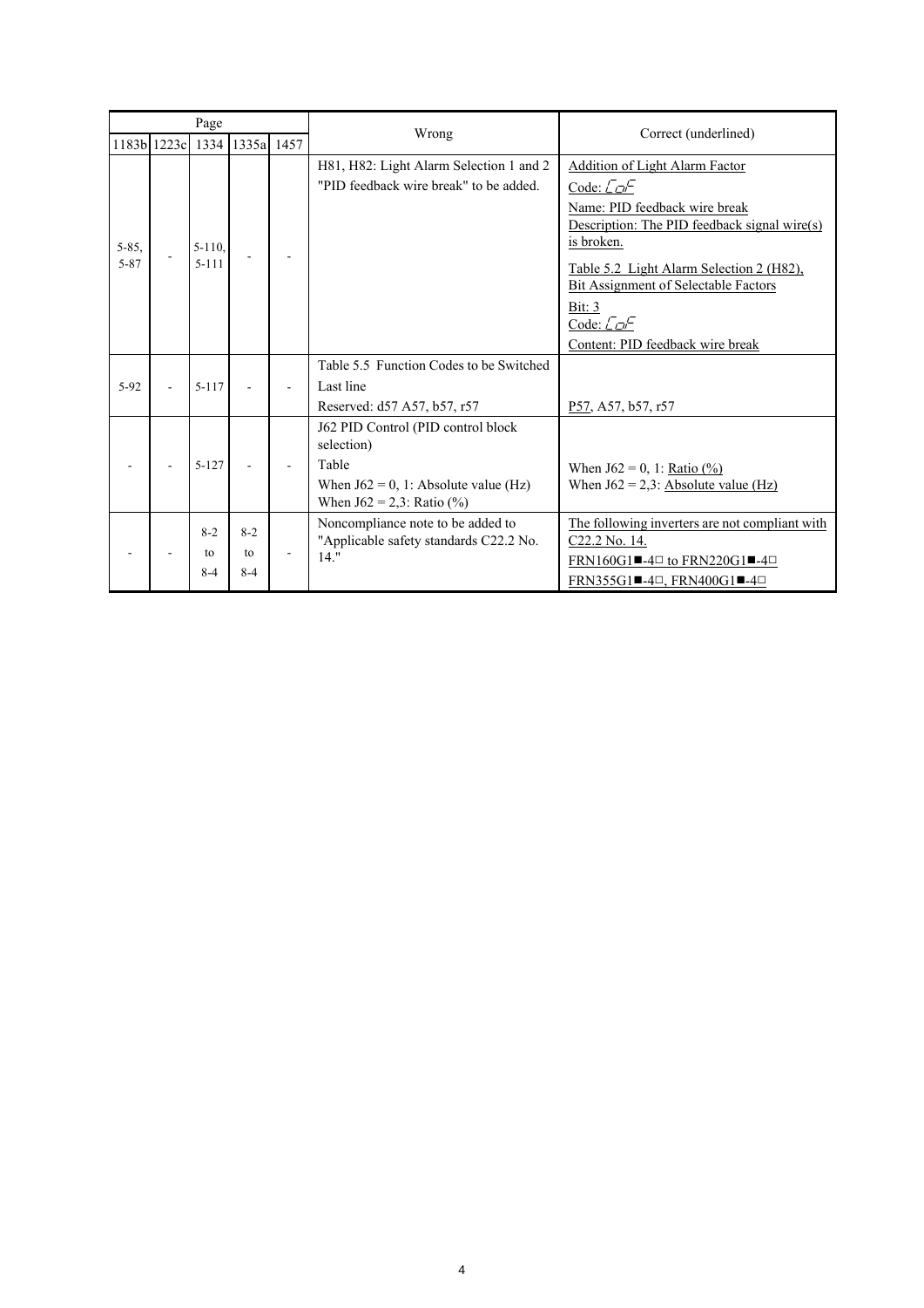| Page | | | | | Wrong | Correct (underlined) |
|---|---|---|---|---|---|---|
| 1183b | 1223c | 1334 | 1335a | 1457 | | |
| 5-85, 5-87 | - | 5-110, 5-111 | - | - | H81, H82: Light Alarm Selection 1 and 2<br>"PID feedback wire break" to be added. | Addition of Light Alarm Factor<br>Code: CoF<br>Name: PID feedback wire break<br>Description: The PID feedback signal wire(s) is broken.<br>Table 5.2 Light Alarm Selection 2 (H82), Bit Assignment of Selectable Factors<br>Bit: 3<br>Code: CoF<br>Content: PID feedback wire break |
| 5-92 | - | 5-117 | - | - | Table 5.5 Function Codes to be Switched<br>Last line<br>Reserved: d57 A57, b57, r57 | P57, A57, b57, r57 |
| - | - | 5-127 | - | - | J62 PID Control (PID control block selection)<br>Table<br>When J62 = 0, 1: Absolute value (Hz)<br>When J62 = 2,3: Ratio (%) | When J62 = 0, 1: Ratio (%)<br>When J62 = 2,3: Absolute value (Hz) |
| - | - | 8-2 to 8-4 | 8-2 to 8-4 | - | Noncompliance note to be added to "Applicable safety standards C22.2 No. 14." | The following inverters are not compliant with C22.2 No. 14.<br>FRN160G1■-4□ to FRN220G1■-4□<br>FRN355G1■-4□, FRN400G1■-4□ |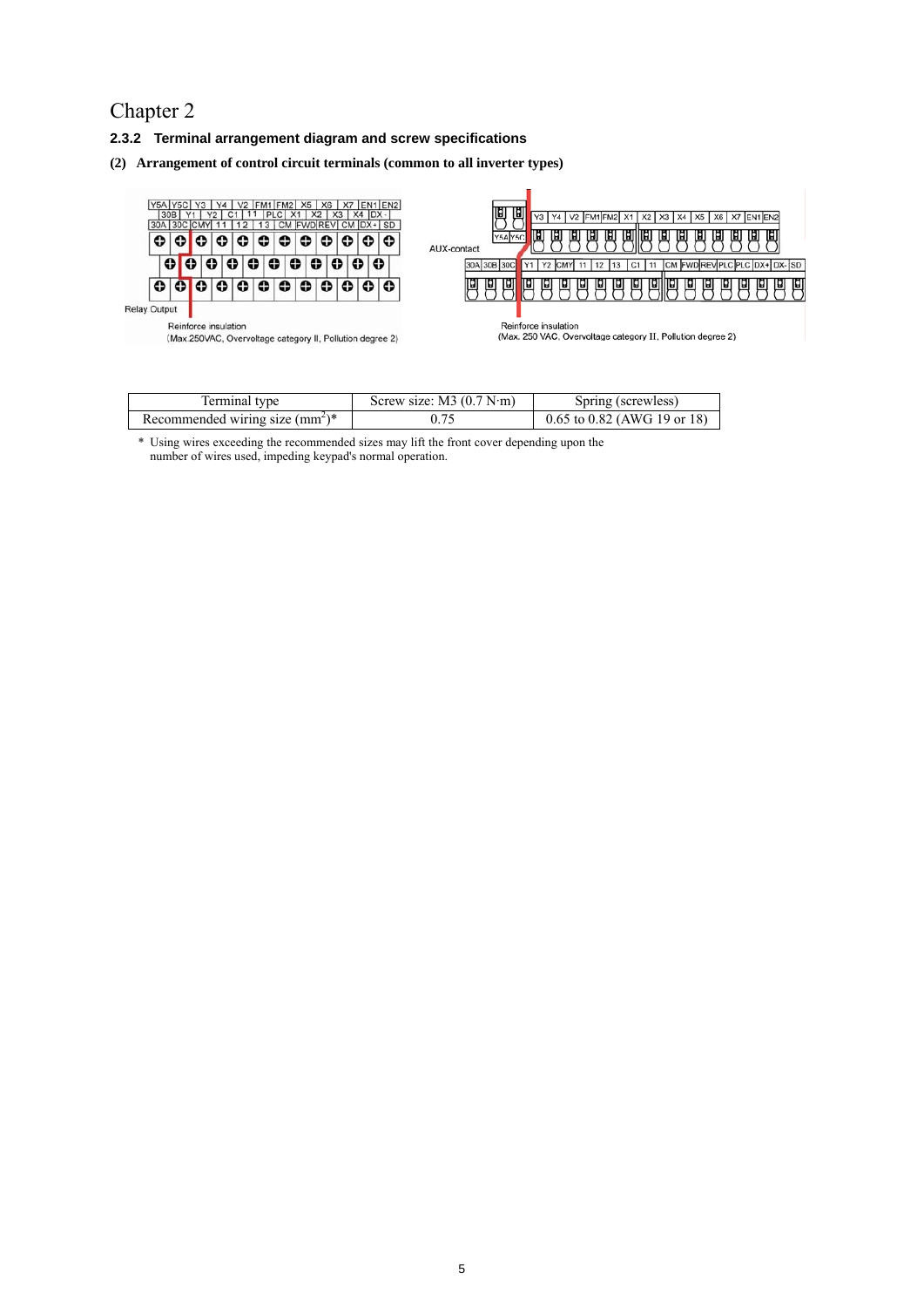Chapter 2

### 2.3.2 Terminal arrangement diagram and screw specifications

**(2) Arrangement of control circuit terminals (common to all inverter types)**

| Terminal type | Screw size: M3 (0.7 N·m) | Spring (screwless) |
|---|---|---|
| Recommended wiring size ($mm^2$)* | 0.75 | 0.65 to 0.82 (AWG 19 or 18) |

\* Using wires exceeding the recommended sizes may lift the front cover depending upon the number of wires used, impeding keypad's normal operation.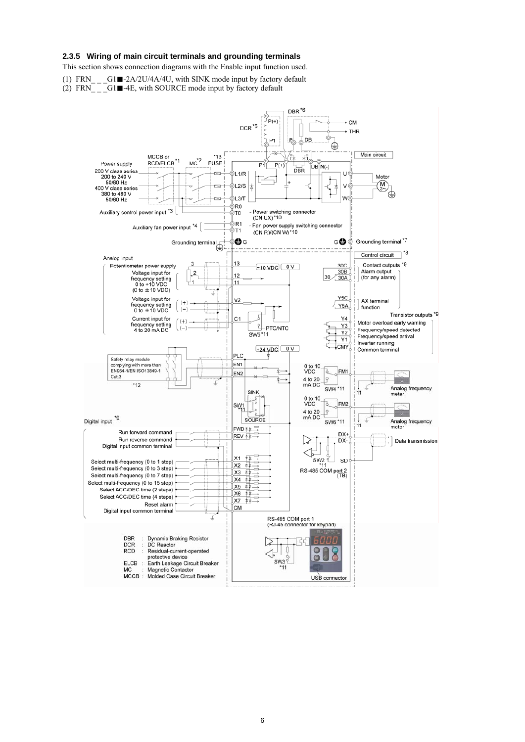### 2.3.5 Wiring of main circuit terminals and grounding terminals

This section shows connection diagrams with the Enable input function used.

(1) FRN_ _ _G1■-2A/2U/4A/4U, with SINK mode input by factory default

(2) FRN_ _ _G1■-4E, with SOURCE mode input by factory default

DBR *6 · DCR *5 · P(+) · P1 · P · DB · CM · THR

Main circuit

Power supply: 200 V class series 200 to 240 V 50/60 Hz; 400 V class series 380 to 480 V 50/60 Hz

MCCB or RCD/ELCB *1 · MC *2 · *13 FUSE

L1/R · L2/S · L3/T · P1 · P(+) · DBR · DB · N(-) · U · V · W · Motor

Auxiliary control power input *3: R0, T0 — Power switching connector (CN UX) *10

Auxiliary fan power input *4: R1, T1 — Fan power supply switching connector (CN R)/(CN W) *10

Grounding terminal G · G Grounding terminal *7

Control circuit *8

Analog input

- Potentiometer power supply: 13 (+10 VDC / 0 V)
- Voltage input for frequency setting 0 to +10 VDC (0 to ±10 VDC): 12, 11
- Voltage input for frequency setting 0 to ±10 VDC: V2
- Current input for frequency setting 4 to 20 mA DC: C1 — PTC/NTC, SW5 *11

Contact outputs *9

- 30C, 30B, 30A: Alarm output (for any alarm)
- Y5C, Y5A: AX terminal function

Transistor outputs *9

- Y4: Motor overload early warning
- Y3: Frequency/speed detected
- Y2: Frequency/speed arrival
- Y1: Inverter running
- CMY: Common terminal

Safety relay module complying with more than EN954-1/EN ISO13849-1 Cat.3 *12 — PLC, EN1, EN2 (+24 VDC / 0 V)

FM1: 0 to 10 VDC / 4 to 20 mA DC, SW4 *11 — Analog frequency meter (11)

FM2: 0 to 10 VDC / 4 to 20 mA DC, SW6 *11 — Analog frequency meter (11)

SW1 *11: SINK / SOURCE

DX+, DX-, SD: Data transmission — SW2 *11, RS-485 COM port 2 (TB)

Digital input *9

- FWD: Run forward command
- REV: Run reverse command
- Digital input common terminal
- X1: Select multi-frequency (0 to 1 step)
- X2: Select multi-frequency (0 to 3 step)
- X3: Select multi-frequency (0 to 7 step)
- X4: Select multi-frequency (0 to 15 step)
- X5: Select ACC/DEC time (2 steps)
- X6: Select ACC/DEC time (4 steps)
- X7: Reset alarm
- CM: Digital input common terminal

RS-485 COM port 1 (RJ-45 connector for keypad) — SW3 *11 — USB connector

- DBR : Dynamic Braking Resistor
- DCR : DC Reactor
- RCD : Residual-current-operated protective device
- ELCB : Earth Leakage Circuit Breaker
- MC : Magnetic Contactor
- MCCB : Molded Case Circuit Breaker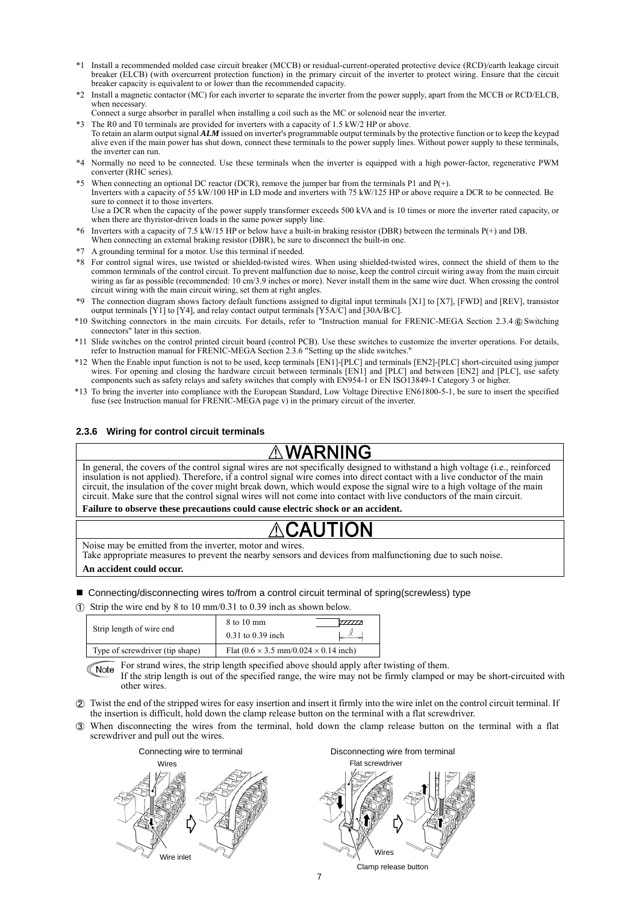*1 Install a recommended molded case circuit breaker (MCCB) or residual-current-operated protective device (RCD)/earth leakage circuit breaker (ELCB) (with overcurrent protection function) in the primary circuit of the inverter to protect wiring. Ensure that the circuit breaker capacity is equivalent to or lower than the recommended capacity.

*2 Install a magnetic contactor (MC) for each inverter to separate the inverter from the power supply, apart from the MCCB or RCD/ELCB, when necessary.
Connect a surge absorber in parallel when installing a coil such as the MC or solenoid near the inverter.

*3 The R0 and T0 terminals are provided for inverters with a capacity of 1.5 kW/2 HP or above.
To retain an alarm output signal ***ALM*** issued on inverter's programmable output terminals by the protective function or to keep the keypad alive even if the main power has shut down, connect these terminals to the power supply lines. Without power supply to these terminals, the inverter can run.

*4 Normally no need to be connected. Use these terminals when the inverter is equipped with a high power-factor, regenerative PWM converter (RHC series).

*5 When connecting an optional DC reactor (DCR), remove the jumper bar from the terminals P1 and P(+).
Inverters with a capacity of 55 kW/100 HP in LD mode and inverters with 75 kW/125 HP or above require a DCR to be connected. Be sure to connect it to those inverters.
Use a DCR when the capacity of the power supply transformer exceeds 500 kVA and is 10 times or more the inverter rated capacity, or when there are thyristor-driven loads in the same power supply line.

*6 Inverters with a capacity of 7.5 kW/15 HP or below have a built-in braking resistor (DBR) between the terminals P(+) and DB.
When connecting an external braking resistor (DBR), be sure to disconnect the built-in one.

*7 A grounding terminal for a motor. Use this terminal if needed.

*8 For control signal wires, use twisted or shielded-twisted wires. When using shielded-twisted wires, connect the shield of them to the common terminals of the control circuit. To prevent malfunction due to noise, keep the control circuit wiring away from the main circuit wiring as far as possible (recommended: 10 cm/3.9 inches or more). Never install them in the same wire duct. When crossing the control circuit wiring with the main circuit wiring, set them at right angles.

*9 The connection diagram shows factory default functions assigned to digital input terminals [X1] to [X7], [FWD] and [REV], transistor output terminals [Y1] to [Y4], and relay contact output terminals [Y5A/C] and [30A/B/C].

*10 Switching connectors in the main circuits. For details, refer to "Instruction manual for FRENIC-MEGA Section 2.3.4 ⑥ Switching connectors" later in this section.

*11 Slide switches on the control printed circuit board (control PCB). Use these switches to customize the inverter operations. For details, refer to Instruction manual for FRENIC-MEGA Section 2.3.6 "Setting up the slide switches."

*12 When the Enable input function is not to be used, keep terminals [EN1]-[PLC] and terminals [EN2]-[PLC] short-circuited using jumper wires. For opening and closing the hardware circuit between terminals [EN1] and [PLC] and between [EN2] and [PLC], use safety components such as safety relays and safety switches that comply with EN954-1 or EN ISO13849-1 Category 3 or higher.

*13 To bring the inverter into compliance with the European Standard, Low Voltage Directive EN61800-5-1, be sure to insert the specified fuse (see Instruction manual for FRENIC-MEGA page v) in the primary circuit of the inverter.

### 2.3.6 Wiring for control circuit terminals

**⚠WARNING**

In general, the covers of the control signal wires are not specifically designed to withstand a high voltage (i.e., reinforced insulation is not applied). Therefore, if a control signal wire comes into direct contact with a live conductor of the main circuit, the insulation of the cover might break down, which would expose the signal wire to a high voltage of the main circuit. Make sure that the control signal wires will not come into contact with live conductors of the main circuit.

**Failure to observe these precautions could cause electric shock or an accident.**

**⚠CAUTION**

Noise may be emitted from the inverter, motor and wires.
Take appropriate measures to prevent the nearby sensors and devices from malfunctioning due to such noise.

**An accident could occur.**

■ Connecting/disconnecting wires to/from a control circuit terminal of spring(screwless) type

① Strip the wire end by 8 to 10 mm/0.31 to 0.39 inch as shown below.

| Strip length of wire end | 8 to 10 mm<br>0.31 to 0.39 inch |
|---|---|
| Type of screwdriver (tip shape) | Flat (0.6 × 3.5 mm/0.024 × 0.14 inch) |

Note: For strand wires, the strip length specified above should apply after twisting of them.
If the strip length is out of the specified range, the wire may not be firmly clamped or may be short-circuited with other wires.

② Twist the end of the stripped wires for easy insertion and insert it firmly into the wire inlet on the control circuit terminal. If the insertion is difficult, hold down the clamp release button on the terminal with a flat screwdriver.

③ When disconnecting the wires from the terminal, hold down the clamp release button on the terminal with a flat screwdriver and pull out the wires.

Connecting wire to terminal — Wires, Wire inlet

Disconnecting wire from terminal — Flat screwdriver, Wires, Clamp release button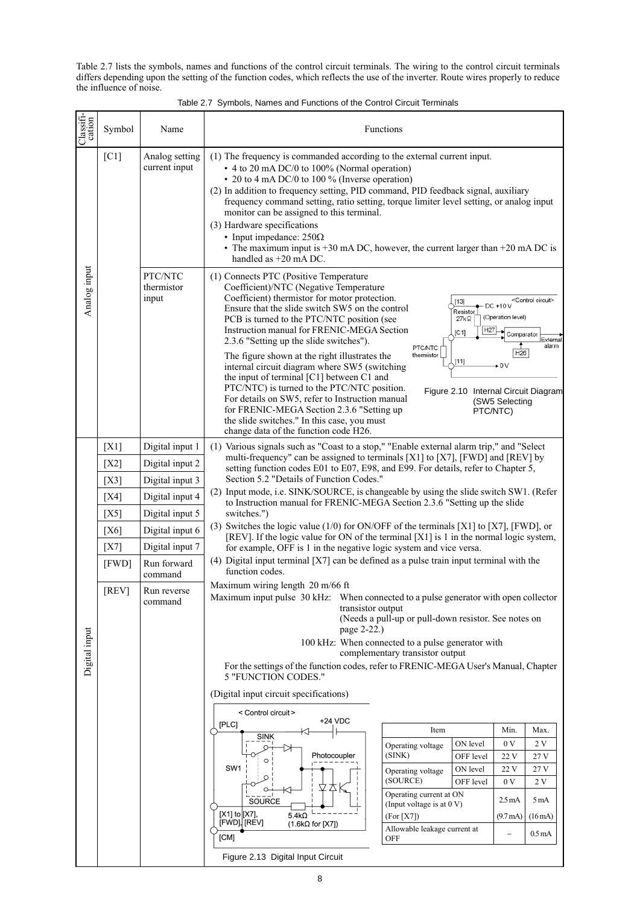Table 2.7 lists the symbols, names and functions of the control circuit terminals. The wiring to the control circuit terminals differs depending upon the setting of the function codes, which reflects the use of the inverter. Route wires properly to reduce the influence of noise.

Table 2.7 Symbols, Names and Functions of the Control Circuit Terminals

| Classification | Symbol | Name | Functions |
|---|---|---|---|
| Analog input | [C1] | Analog setting current input | (1) The frequency is commanded according to the external current input.<br>• 4 to 20 mA DC/0 to 100% (Normal operation)<br>• 20 to 4 mA DC/0 to 100 % (Inverse operation)<br>(2) In addition to frequency setting, PID command, PID feedback signal, auxiliary frequency command setting, ratio setting, torque limiter level setting, or analog input monitor can be assigned to this terminal.<br>(3) Hardware specifications<br>• Input impedance: 250Ω<br>• The maximum input is +30 mA DC, however, the current larger than +20 mA DC is handled as +20 mA DC. |
| | | PTC/NTC thermistor input | (1) Connects PTC (Positive Temperature Coefficient)/NTC (Negative Temperature Coefficient) thermistor for motor protection. Ensure that the slide switch SW5 on the control PCB is turned to the PTC/NTC position (see Instruction manual for FRENIC-MEGA Section 2.3.6 "Setting up the slide switches").<br>The figure shown at the right illustrates the internal circuit diagram where SW5 (switching the input of terminal [C1] between C1 and PTC/NTC) is turned to the PTC/NTC position. For details on SW5, refer to Instruction manual for FRENIC-MEGA Section 2.3.6 "Setting up the slide switches." In this case, you must change data of the function code H26.<br>Figure 2.10 Internal Circuit Diagram (SW5 Selecting PTC/NTC) |
| Digital input | [X1]<br>[X2]<br>[X3]<br>[X4]<br>[X5]<br>[X6]<br>[X7]<br>[FWD]<br>[REV] | Digital input 1<br>Digital input 2<br>Digital input 3<br>Digital input 4<br>Digital input 5<br>Digital input 6<br>Digital input 7<br>Run forward command<br>Run reverse command | (1) Various signals such as "Coast to a stop," "Enable external alarm trip," and "Select multi-frequency" can be assigned to terminals [X1] to [X7], [FWD] and [REV] by setting function codes E01 to E07, E98, and E99. For details, refer to Chapter 5, Section 5.2 "Details of Function Codes."<br>(2) Input mode, i.e. SINK/SOURCE, is changeable by using the slide switch SW1. (Refer to Instruction manual for FRENIC-MEGA Section 2.3.6 "Setting up the slide switches.")<br>(3) Switches the logic value (1/0) for ON/OFF of the terminals [X1] to [X7], [FWD], or [REV]. If the logic value for ON of the terminal [X1] is 1 in the normal logic system, for example, OFF is 1 in the negative logic system and vice versa.<br>(4) Digital input terminal [X7] can be defined as a pulse train input terminal with the function codes.<br>Maximum wiring length 20 m/66 ft<br>Maximum input pulse 30 kHz: When connected to a pulse generator with open collector transistor output (Needs a pull-up or pull-down resistor. See notes on page 2-22.)<br>100 kHz: When connected to a pulse generator with complementary transistor output<br>For the settings of the function codes, refer to FRENIC-MEGA User's Manual, Chapter 5 "FUNCTION CODES."<br>(Digital input circuit specifications)<br>Figure 2.13 Digital Input Circuit |

| Item | | Min. | Max. |
|---|---|---|---|
| Operating voltage (SINK) | ON level | 0 V | 2 V |
| | OFF level | 22 V | 27 V |
| Operating voltage (SOURCE) | ON level | 22 V | 27 V |
| | OFF level | 0 V | 2 V |
| Operating current at ON (Input voltage is at 0 V) (For [X7]) | | 2.5 mA (9.7 mA) | 5 mA (16 mA) |
| Allowable leakage current at OFF | | – | 0.5 mA |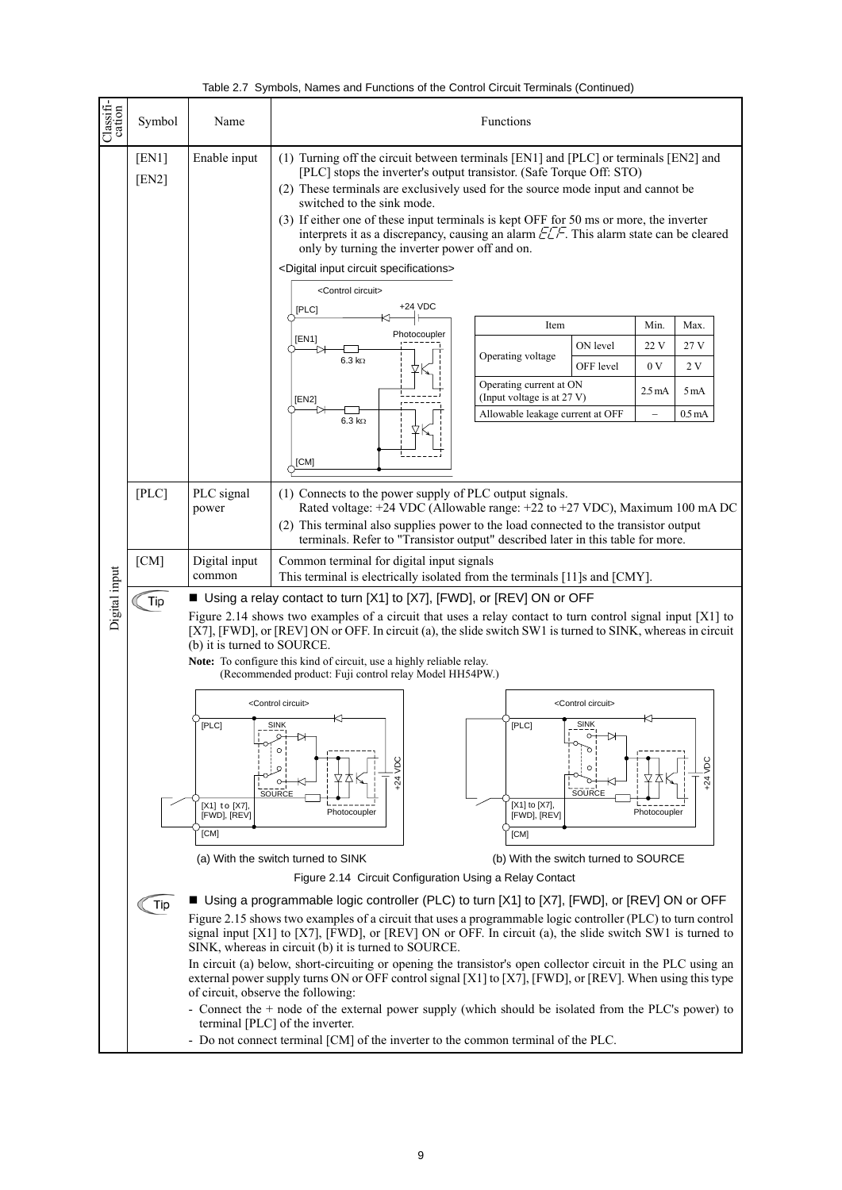Table 2.7 Symbols, Names and Functions of the Control Circuit Terminals (Continued)

| Classification | Symbol | Name | Functions |
|---|---|---|---|
| Digital input | [EN1] [EN2] | Enable input | (1) Turning off the circuit between terminals [EN1] and [PLC] or terminals [EN2] and [PLC] stops the inverter's output transistor. (Safe Torque Off: STO)<br>(2) These terminals are exclusively used for the source mode input and cannot be switched to the sink mode.<br>(3) If either one of these input terminals is kept OFF for 50 ms or more, the inverter interprets it as a discrepancy, causing an alarm *ECF*. This alarm state can be cleared only by turning the inverter power off and on.<br><Digital input circuit specifications> |
| | [PLC] | PLC signal power | (1) Connects to the power supply of PLC output signals. Rated voltage: +24 VDC (Allowable range: +22 to +27 VDC), Maximum 100 mA DC<br>(2) This terminal also supplies power to the load connected to the transistor output terminals. Refer to "Transistor output" described later in this table for more. |
| | [CM] | Digital input common | Common terminal for digital input signals<br>This terminal is electrically isolated from the terminals [11]s and [CMY]. |

<Digital input circuit specifications>

| Item | | Min. | Max. |
|---|---|---|---|
| Operating voltage | ON level | 22 V | 27 V |
| | OFF level | 0 V | 2 V |
| Operating current at ON (Input voltage is at 27 V) | | 2.5 mA | 5 mA |
| Allowable leakage current at OFF | | – | 0.5 mA |

**Tip**

■ Using a relay contact to turn [X1] to [X7], [FWD], or [REV] ON or OFF

Figure 2.14 shows two examples of a circuit that uses a relay contact to turn control signal input [X1] to [X7], [FWD], or [REV] ON or OFF. In circuit (a), the slide switch SW1 is turned to SINK, whereas in circuit (b) it is turned to SOURCE.

**Note:** To configure this kind of circuit, use a highly reliable relay. (Recommended product: Fuji control relay Model HH54PW.)

(a) With the switch turned to SINK (b) With the switch turned to SOURCE

Figure 2.14 Circuit Configuration Using a Relay Contact

**Tip**

■ Using a programmable logic controller (PLC) to turn [X1] to [X7], [FWD], or [REV] ON or OFF

Figure 2.15 shows two examples of a circuit that uses a programmable logic controller (PLC) to turn control signal input [X1] to [X7], [FWD], or [REV] ON or OFF. In circuit (a), the slide switch SW1 is turned to SINK, whereas in circuit (b) it is turned to SOURCE.

In circuit (a) below, short-circuiting or opening the transistor's open collector circuit in the PLC using an external power supply turns ON or OFF control signal [X1] to [X7], [FWD], or [REV]. When using this type of circuit, observe the following:

- Connect the + node of the external power supply (which should be isolated from the PLC's power) to terminal [PLC] of the inverter.
- Do not connect terminal [CM] of the inverter to the common terminal of the PLC.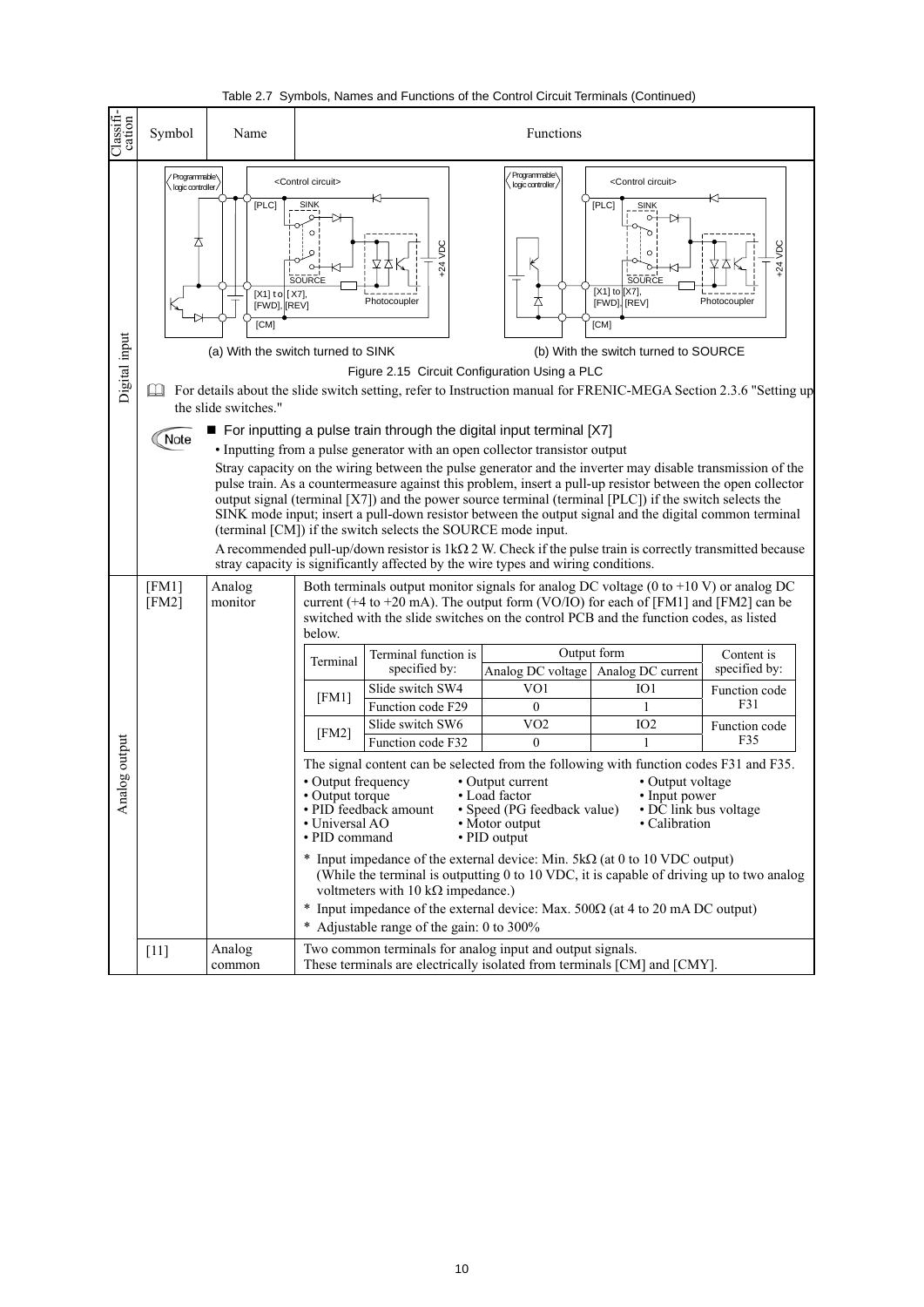Table 2.7 Symbols, Names and Functions of the Control Circuit Terminals (Continued)

| Classification | Symbol | Name | Functions |
|---|---|---|---|
| Digital input | | | (a) With the switch turned to SINK / (b) With the switch turned to SOURCE<br><br>Figure 2.15 Circuit Configuration Using a PLC<br><br>For details about the slide switch setting, refer to Instruction manual for FRENIC-MEGA Section 2.3.6 "Setting up the slide switches."<br><br>**Note** ■ For inputting a pulse train through the digital input terminal [X7]<br>• Inputting from a pulse generator with an open collector transistor output<br>Stray capacity on the wiring between the pulse generator and the inverter may disable transmission of the pulse train. As a countermeasure against this problem, insert a pull-up resistor between the open collector output signal (terminal [X7]) and the power source terminal (terminal [PLC]) if the switch selects the SINK mode input; insert a pull-down resistor between the output signal and the digital common terminal (terminal [CM]) if the switch selects the SOURCE mode input.<br>A recommended pull-up/down resistor is 1kΩ 2 W. Check if the pulse train is correctly transmitted because stray capacity is significantly affected by the wire types and wiring conditions. |
| Analog output | [FM1] [FM2] | Analog monitor | Both terminals output monitor signals for analog DC voltage (0 to +10 V) or analog DC current (+4 to +20 mA). The output form (VO/IO) for each of [FM1] and [FM2] can be switched with the slide switches on the control PCB and the function codes, as listed below. (See table below.)<br><br>The signal content can be selected from the following with function codes F31 and F35.<br>• Output frequency • Output current • Output voltage<br>• Output torque • Load factor • Input power<br>• PID feedback amount • Speed (PG feedback value) • DC link bus voltage<br>• Universal AO • Motor output • Calibration<br>• PID command • PID output<br><br>* Input impedance of the external device: Min. 5kΩ (at 0 to 10 VDC output) (While the terminal is outputting 0 to 10 VDC, it is capable of driving up to two analog voltmeters with 10 kΩ impedance.)<br>* Input impedance of the external device: Max. 500Ω (at 4 to 20 mA DC output)<br>* Adjustable range of the gain: 0 to 300% |
| | [11] | Analog common | Two common terminals for analog input and output signals.<br>These terminals are electrically isolated from terminals [CM] and [CMY]. |

| Terminal | Terminal function is specified by: | Output form: Analog DC voltage | Output form: Analog DC current | Content is specified by: |
|---|---|---|---|---|
| [FM1] | Slide switch SW4 | VO1 | IO1 | Function code F31 |
| | Function code F29 | 0 | 1 | |
| [FM2] | Slide switch SW6 | VO2 | IO2 | Function code F35 |
| | Function code F32 | 0 | 1 | |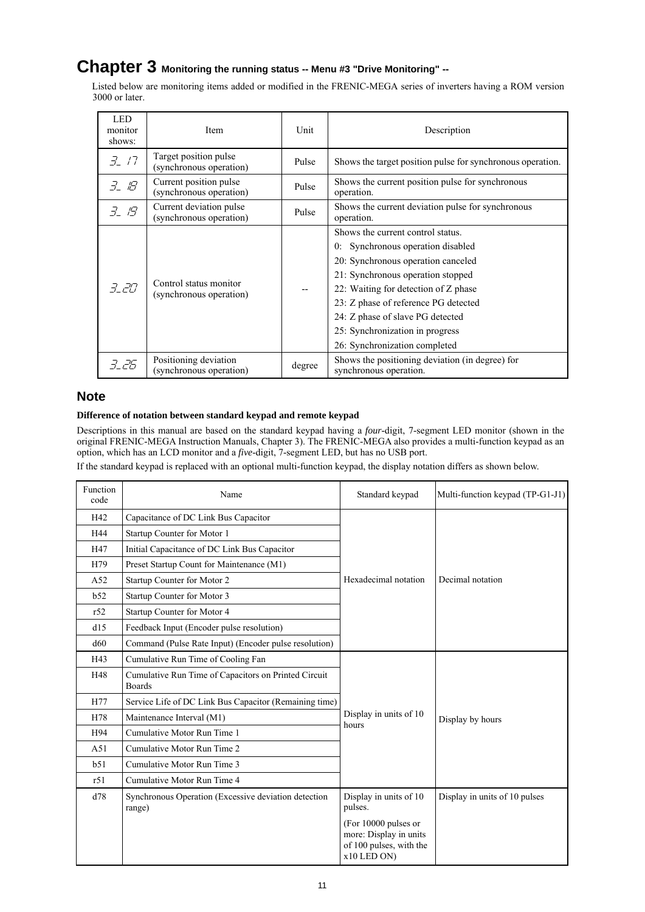# Chapter 3 Monitoring the running status -- Menu #3 "Drive Monitoring" --

Listed below are monitoring items added or modified in the FRENIC-MEGA series of inverters having a ROM version 3000 or later.

| LED monitor shows: | Item | Unit | Description |
|---|---|---|---|
| 3_17 | Target position pulse (synchronous operation) | Pulse | Shows the target position pulse for synchronous operation. |
| 3_18 | Current position pulse (synchronous operation) | Pulse | Shows the current position pulse for synchronous operation. |
| 3_19 | Current deviation pulse (synchronous operation) | Pulse | Shows the current deviation pulse for synchronous operation. |
| 3_20 | Control status monitor (synchronous operation) | -- | Shows the current control status.<br>0: Synchronous operation disabled<br>20: Synchronous operation canceled<br>21: Synchronous operation stopped<br>22: Waiting for detection of Z phase<br>23: Z phase of reference PG detected<br>24: Z phase of slave PG detected<br>25: Synchronization in progress<br>26: Synchronization completed |
| 3_26 | Positioning deviation (synchronous operation) | degree | Shows the positioning deviation (in degree) for synchronous operation. |

## Note

**Difference of notation between standard keypad and remote keypad**

Descriptions in this manual are based on the standard keypad having a *four*-digit, 7-segment LED monitor (shown in the original FRENIC-MEGA Instruction Manuals, Chapter 3). The FRENIC-MEGA also provides a multi-function keypad as an option, which has an LCD monitor and a *five*-digit, 7-segment LED, but has no USB port.

If the standard keypad is replaced with an optional multi-function keypad, the display notation differs as shown below.

| Function code | Name | Standard keypad | Multi-function keypad (TP-G1-J1) |
|---|---|---|---|
| H42 | Capacitance of DC Link Bus Capacitor | Hexadecimal notation | Decimal notation |
| H44 | Startup Counter for Motor 1 | | |
| H47 | Initial Capacitance of DC Link Bus Capacitor | | |
| H79 | Preset Startup Count for Maintenance (M1) | | |
| A52 | Startup Counter for Motor 2 | | |
| b52 | Startup Counter for Motor 3 | | |
| r52 | Startup Counter for Motor 4 | | |
| d15 | Feedback Input (Encoder pulse resolution) | | |
| d60 | Command (Pulse Rate Input) (Encoder pulse resolution) | | |
| H43 | Cumulative Run Time of Cooling Fan | Display in units of 10 hours | Display by hours |
| H48 | Cumulative Run Time of Capacitors on Printed Circuit Boards | | |
| H77 | Service Life of DC Link Bus Capacitor (Remaining time) | | |
| H78 | Maintenance Interval (M1) | | |
| H94 | Cumulative Motor Run Time 1 | | |
| A51 | Cumulative Motor Run Time 2 | | |
| b51 | Cumulative Motor Run Time 3 | | |
| r51 | Cumulative Motor Run Time 4 | | |
| d78 | Synchronous Operation (Excessive deviation detection range) | Display in units of 10 pulses.<br>(For 10000 pulses or more: Display in units of 100 pulses, with the x10 LED ON) | Display in units of 10 pulses |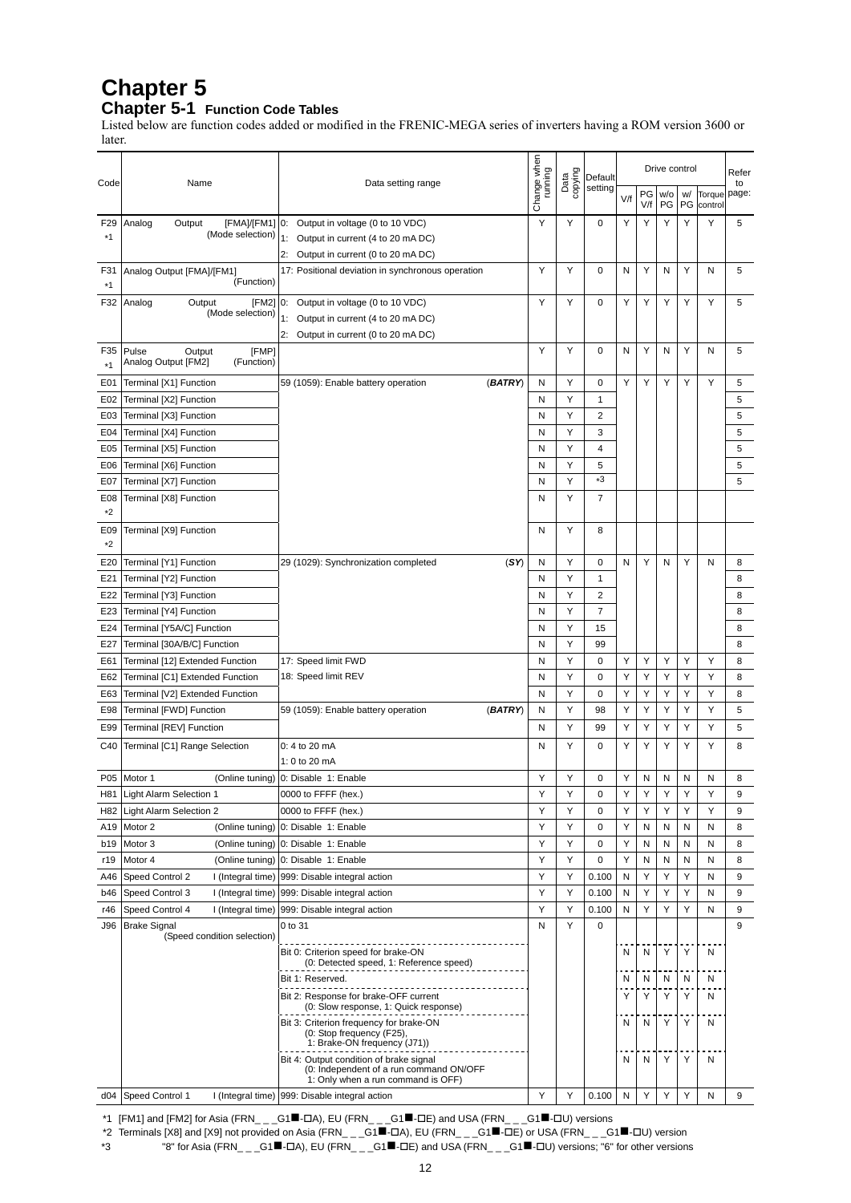# Chapter 5

## Chapter 5-1 Function Code Tables

Listed below are function codes added or modified in the FRENIC-MEGA series of inverters having a ROM version 3600 or later.

| Code | Name | Data setting range | Change when running | Data copying | Default setting | Drive control V/f | Drive control PG V/f | Drive control w/o PG | Drive control w/ PG | Drive control Torque control | Refer to page: |
|---|---|---|---|---|---|---|---|---|---|---|---|
| F29 *1 | Analog Output [FMA]/[FM1] (Mode selection) | 0: Output in voltage (0 to 10 VDC)<br>1: Output in current (4 to 20 mA DC)<br>2: Output in current (0 to 20 mA DC) | Y | Y | 0 | Y | Y | Y | Y | Y | 5 |
| F31 *1 | Analog Output [FMA]/[FM1] (Function) | 17: Positional deviation in synchronous operation | Y | Y | 0 | N | Y | N | Y | N | 5 |
| F32 | Analog Output [FM2] (Mode selection) | 0: Output in voltage (0 to 10 VDC)<br>1: Output in current (4 to 20 mA DC)<br>2: Output in current (0 to 20 mA DC) | Y | Y | 0 | Y | Y | Y | Y | Y | 5 |
| F35 *1 | Pulse Output [FMP] Analog Output [FM2] (Function) | | Y | Y | 0 | N | Y | N | Y | N | 5 |
| E01 | Terminal [X1] Function | 59 (1059): Enable battery operation (***BATRY***) | N | Y | 0 | Y | Y | Y | Y | Y | 5 |
| E02 | Terminal [X2] Function | | N | Y | 1 | | | | | | 5 |
| E03 | Terminal [X3] Function | | N | Y | 2 | | | | | | 5 |
| E04 | Terminal [X4] Function | | N | Y | 3 | | | | | | 5 |
| E05 | Terminal [X5] Function | | N | Y | 4 | | | | | | 5 |
| E06 | Terminal [X6] Function | | N | Y | 5 | | | | | | 5 |
| E07 | Terminal [X7] Function | | N | Y | *3 | | | | | | 5 |
| E08 *2 | Terminal [X8] Function | | N | Y | 7 | | | | | | |
| E09 *2 | Terminal [X9] Function | | N | Y | 8 | | | | | | |
| E20 | Terminal [Y1] Function | 29 (1029): Synchronization completed (***SY***) | N | Y | 0 | N | Y | N | Y | N | 8 |
| E21 | Terminal [Y2] Function | | N | Y | 1 | | | | | | 8 |
| E22 | Terminal [Y3] Function | | N | Y | 2 | | | | | | 8 |
| E23 | Terminal [Y4] Function | | N | Y | 7 | | | | | | 8 |
| E24 | Terminal [Y5A/C] Function | | N | Y | 15 | | | | | | 8 |
| E27 | Terminal [30A/B/C] Function | | N | Y | 99 | | | | | | 8 |
| E61 | Terminal [12] Extended Function | 17: Speed limit FWD | N | Y | 0 | Y | Y | Y | Y | Y | 8 |
| E62 | Terminal [C1] Extended Function | 18: Speed limit REV | N | Y | 0 | Y | Y | Y | Y | Y | 8 |
| E63 | Terminal [V2] Extended Function | | N | Y | 0 | Y | Y | Y | Y | Y | 8 |
| E98 | Terminal [FWD] Function | 59 (1059): Enable battery operation (***BATRY***) | N | Y | 98 | Y | Y | Y | Y | Y | 5 |
| E99 | Terminal [REV] Function | | N | Y | 99 | Y | Y | Y | Y | Y | 5 |
| C40 | Terminal [C1] Range Selection | 0: 4 to 20 mA<br>1: 0 to 20 mA | N | Y | 0 | Y | Y | Y | Y | Y | 8 |
| P05 | Motor 1 (Online tuning) | 0: Disable 1: Enable | Y | Y | 0 | Y | N | N | N | N | 8 |
| H81 | Light Alarm Selection 1 | 0000 to FFFF (hex.) | Y | Y | 0 | Y | Y | Y | Y | Y | 9 |
| H82 | Light Alarm Selection 2 | 0000 to FFFF (hex.) | Y | Y | 0 | Y | Y | Y | Y | Y | 9 |
| A19 | Motor 2 (Online tuning) | 0: Disable 1: Enable | Y | Y | 0 | Y | N | N | N | N | 8 |
| b19 | Motor 3 (Online tuning) | 0: Disable 1: Enable | Y | Y | 0 | Y | N | N | N | N | 8 |
| r19 | Motor 4 (Online tuning) | 0: Disable 1: Enable | Y | Y | 0 | Y | N | N | N | N | 8 |
| A46 | Speed Control 2 I (Integral time) | 999: Disable integral action | Y | Y | 0.100 | N | Y | Y | Y | N | 9 |
| b46 | Speed Control 3 I (Integral time) | 999: Disable integral action | Y | Y | 0.100 | N | Y | Y | Y | N | 9 |
| r46 | Speed Control 4 I (Integral time) | 999: Disable integral action | Y | Y | 0.100 | N | Y | Y | Y | N | 9 |
| J96 | Brake Signal (Speed condition selection) | 0 to 31 | N | Y | 0 | | | | | | 9 |
| | | Bit 0: Criterion speed for brake-ON (0: Detected speed, 1: Reference speed) | | | | N | N | Y | Y | N | |
| | | Bit 1: Reserved. | | | | N | N | N | N | N | |
| | | Bit 2: Response for brake-OFF current (0: Slow response, 1: Quick response) | | | | Y | Y | Y | Y | N | |
| | | Bit 3: Criterion frequency for brake-ON (0: Stop frequency (F25), 1: Brake-ON frequency (J71)) | | | | N | N | Y | Y | N | |
| | | Bit 4: Output condition of brake signal (0: Independent of a run command ON/OFF 1: Only when a run command is OFF) | | | | N | N | Y | Y | N | |
| d04 | Speed Control 1 I (Integral time) | 999: Disable integral action | Y | Y | 0.100 | N | Y | Y | Y | N | 9 |

*1 [FM1] and [FM2] for Asia (FRN_ _ _G1■-□A), EU (FRN_ _ _G1■-□E) and USA (FRN_ _ _G1■-□U) versions

*2 Terminals [X8] and [X9] not provided on Asia (FRN_ _ _G1■-□A), EU (FRN_ _ _G1■-□E) or USA (FRN_ _ _G1■-□U) version

*3 "8" for Asia (FRN_ _ _G1■-□A), EU (FRN_ _ _G1■-□E) and USA (FRN_ _ _G1■-□U) versions; "6" for other versions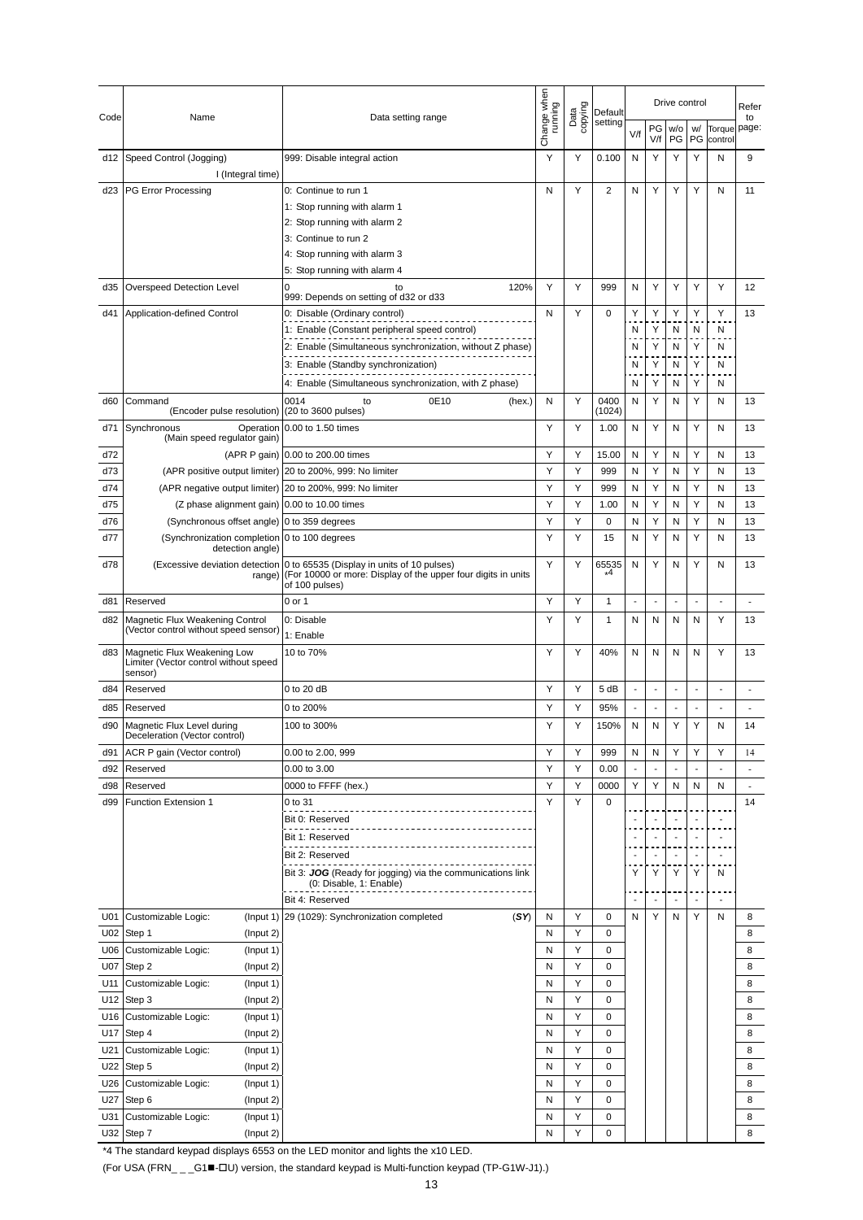| Code | Name | Data setting range | Change when running | Data copying | Default setting | Drive control | | | | | Refer to page: |
|---|---|---|---|---|---|---|---|---|---|---|---|
| | | | | | | V/f | PG V/f | w/o PG | w/ PG | Torque control | |
| d12 | Speed Control (Jogging) I (Integral time) | 999: Disable integral action | Y | Y | 0.100 | N | Y | Y | Y | N | 9 |
| d23 | PG Error Processing | 0: Continue to run 1<br>1: Stop running with alarm 1<br>2: Stop running with alarm 2<br>3: Continue to run 2<br>4: Stop running with alarm 3<br>5: Stop running with alarm 4 | N | Y | 2 | N | Y | Y | Y | N | 11 |
| d35 | Overspeed Detection Level | 0 to 120%<br>999: Depends on setting of d32 or d33 | Y | Y | 999 | N | Y | Y | Y | Y | 12 |
| d41 | Application-defined Control | 0: Disable (Ordinary control) | N | Y | 0 | Y | Y | Y | Y | Y | 13 |
| | | 1: Enable (Constant peripheral speed control) | | | | N | Y | N | N | N | |
| | | 2: Enable (Simultaneous synchronization, without Z phase) | | | | N | Y | N | Y | N | |
| | | 3: Enable (Standby synchronization) | | | | N | Y | N | Y | N | |
| | | 4: Enable (Simultaneous synchronization, with Z phase) | | | | N | Y | N | Y | N | |
| d60 | Command (Encoder pulse resolution) | 0014 to 0E10 (hex.)<br>(20 to 3600 pulses) | N | Y | 0400 (1024) | N | Y | N | Y | N | 13 |
| d71 | Synchronous Operation (Main speed regulator gain) | 0.00 to 1.50 times | Y | Y | 1.00 | N | Y | N | Y | N | 13 |
| d72 | (APR P gain) | 0.00 to 200.00 times | Y | Y | 15.00 | N | Y | N | Y | N | 13 |
| d73 | (APR positive output limiter) | 20 to 200%, 999: No limiter | Y | Y | 999 | N | Y | N | Y | N | 13 |
| d74 | (APR negative output limiter) | 20 to 200%, 999: No limiter | Y | Y | 999 | N | Y | N | Y | N | 13 |
| d75 | (Z phase alignment gain) | 0.00 to 10.00 times | Y | Y | 1.00 | N | Y | N | Y | N | 13 |
| d76 | (Synchronous offset angle) | 0 to 359 degrees | Y | Y | 0 | N | Y | N | Y | N | 13 |
| d77 | (Synchronization completion detection angle) | 0 to 100 degrees | Y | Y | 15 | N | Y | N | Y | N | 13 |
| d78 | (Excessive deviation detection range) | 0 to 65535 (Display in units of 10 pulses)<br>(For 10000 or more: Display of the upper four digits in units of 100 pulses) | Y | Y | 65535 *4 | N | Y | N | Y | N | 13 |
| d81 | Reserved | 0 or 1 | Y | Y | 1 | - | - | - | - | - | - |
| d82 | Magnetic Flux Weakening Control (Vector control without speed sensor) | 0: Disable<br>1: Enable | Y | Y | 1 | N | N | N | N | Y | 13 |
| d83 | Magnetic Flux Weakening Low Limiter (Vector control without speed sensor) | 10 to 70% | Y | Y | 40% | N | N | N | N | Y | 13 |
| d84 | Reserved | 0 to 20 dB | Y | Y | 5 dB | - | - | - | - | - | - |
| d85 | Reserved | 0 to 200% | Y | Y | 95% | - | - | - | - | - | - |
| d90 | Magnetic Flux Level during Deceleration (Vector control) | 100 to 300% | Y | Y | 150% | N | N | Y | Y | N | 14 |
| d91 | ACR P gain (Vector control) | 0.00 to 2.00, 999 | Y | Y | 999 | N | N | Y | Y | Y | 14 |
| d92 | Reserved | 0.00 to 3.00 | Y | Y | 0.00 | - | - | - | - | - | - |
| d98 | Reserved | 0000 to FFFF (hex.) | Y | Y | 0000 | Y | Y | N | N | N | - |
| d99 | Function Extension 1 | 0 to 31 | Y | Y | 0 | | | | | | 14 |
| | | Bit 0: Reserved | | | | - | - | - | - | - | |
| | | Bit 1: Reserved | | | | - | - | - | - | - | |
| | | Bit 2: Reserved | | | | - | - | - | - | - | |
| | | Bit 3: ***JOG*** (Ready for jogging) via the communications link (0: Disable, 1: Enable) | | | | Y | Y | Y | Y | N | |
| | | Bit 4: Reserved | | | | - | - | - | - | - | |
| U01 | Customizable Logic: (Input 1) | 29 (1029): Synchronization completed (***SY***) | N | Y | 0 | N | Y | N | Y | N | 8 |
| U02 | Step 1 (Input 2) | | N | Y | 0 | | | | | | 8 |
| U06 | Customizable Logic: (Input 1) | | N | Y | 0 | | | | | | 8 |
| U07 | Step 2 (Input 2) | | N | Y | 0 | | | | | | 8 |
| U11 | Customizable Logic: (Input 1) | | N | Y | 0 | | | | | | 8 |
| U12 | Step 3 (Input 2) | | N | Y | 0 | | | | | | 8 |
| U16 | Customizable Logic: (Input 1) | | N | Y | 0 | | | | | | 8 |
| U17 | Step 4 (Input 2) | | N | Y | 0 | | | | | | 8 |
| U21 | Customizable Logic: (Input 1) | | N | Y | 0 | | | | | | 8 |
| U22 | Step 5 (Input 2) | | N | Y | 0 | | | | | | 8 |
| U26 | Customizable Logic: (Input 1) | | N | Y | 0 | | | | | | 8 |
| U27 | Step 6 (Input 2) | | N | Y | 0 | | | | | | 8 |
| U31 | Customizable Logic: (Input 1) | | N | Y | 0 | | | | | | 8 |
| U32 | Step 7 (Input 2) | | N | Y | 0 | | | | | | 8 |

*4 The standard keypad displays 6553 on the LED monitor and lights the x10 LED.

(For USA (FRN_ _ _G1■-□U) version, the standard keypad is Multi-function keypad (TP-G1W-J1).)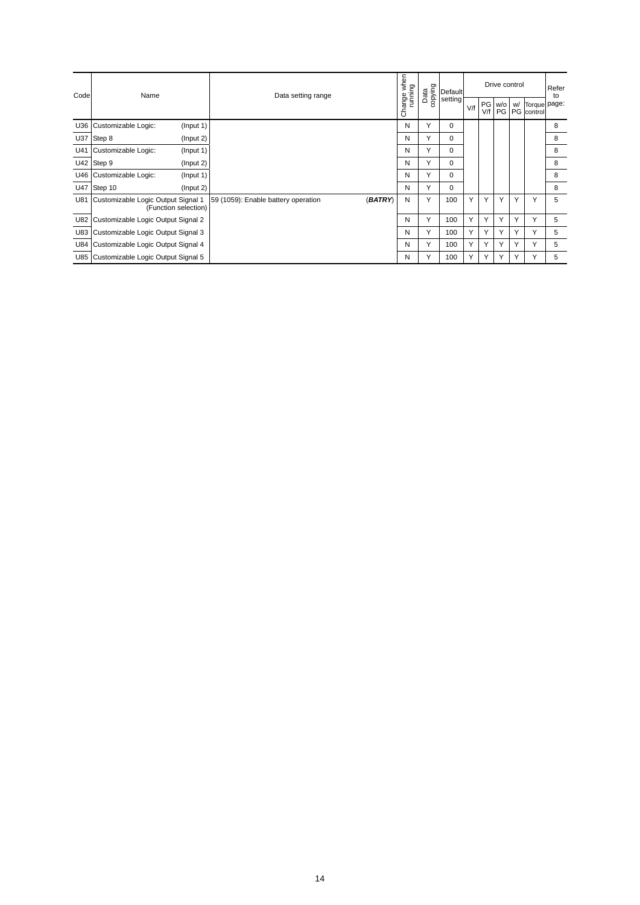| Code | Name | Data setting range | Change when running | Data copying | Default setting | Drive control | | | | | Refer to page: |
|---|---|---|---|---|---|---|---|---|---|---|---|
| | | | | | | V/f | PG V/f | w/o PG | w/ PG | Torque control | |
| U36 | Customizable Logic: (Input 1) | | N | Y | 0 | | | | | | 8 |
| U37 | Step 8 (Input 2) | | N | Y | 0 | | | | | | 8 |
| U41 | Customizable Logic: (Input 1) | | N | Y | 0 | | | | | | 8 |
| U42 | Step 9 (Input 2) | | N | Y | 0 | | | | | | 8 |
| U46 | Customizable Logic: (Input 1) | | N | Y | 0 | | | | | | 8 |
| U47 | Step 10 (Input 2) | | N | Y | 0 | | | | | | 8 |
| U81 | Customizable Logic Output Signal 1 (Function selection) | 59 (1059): Enable battery operation (***BATRY***) | N | Y | 100 | Y | Y | Y | Y | Y | 5 |
| U82 | Customizable Logic Output Signal 2 | | N | Y | 100 | Y | Y | Y | Y | Y | 5 |
| U83 | Customizable Logic Output Signal 3 | | N | Y | 100 | Y | Y | Y | Y | Y | 5 |
| U84 | Customizable Logic Output Signal 4 | | N | Y | 100 | Y | Y | Y | Y | Y | 5 |
| U85 | Customizable Logic Output Signal 5 | | N | Y | 100 | Y | Y | Y | Y | Y | 5 |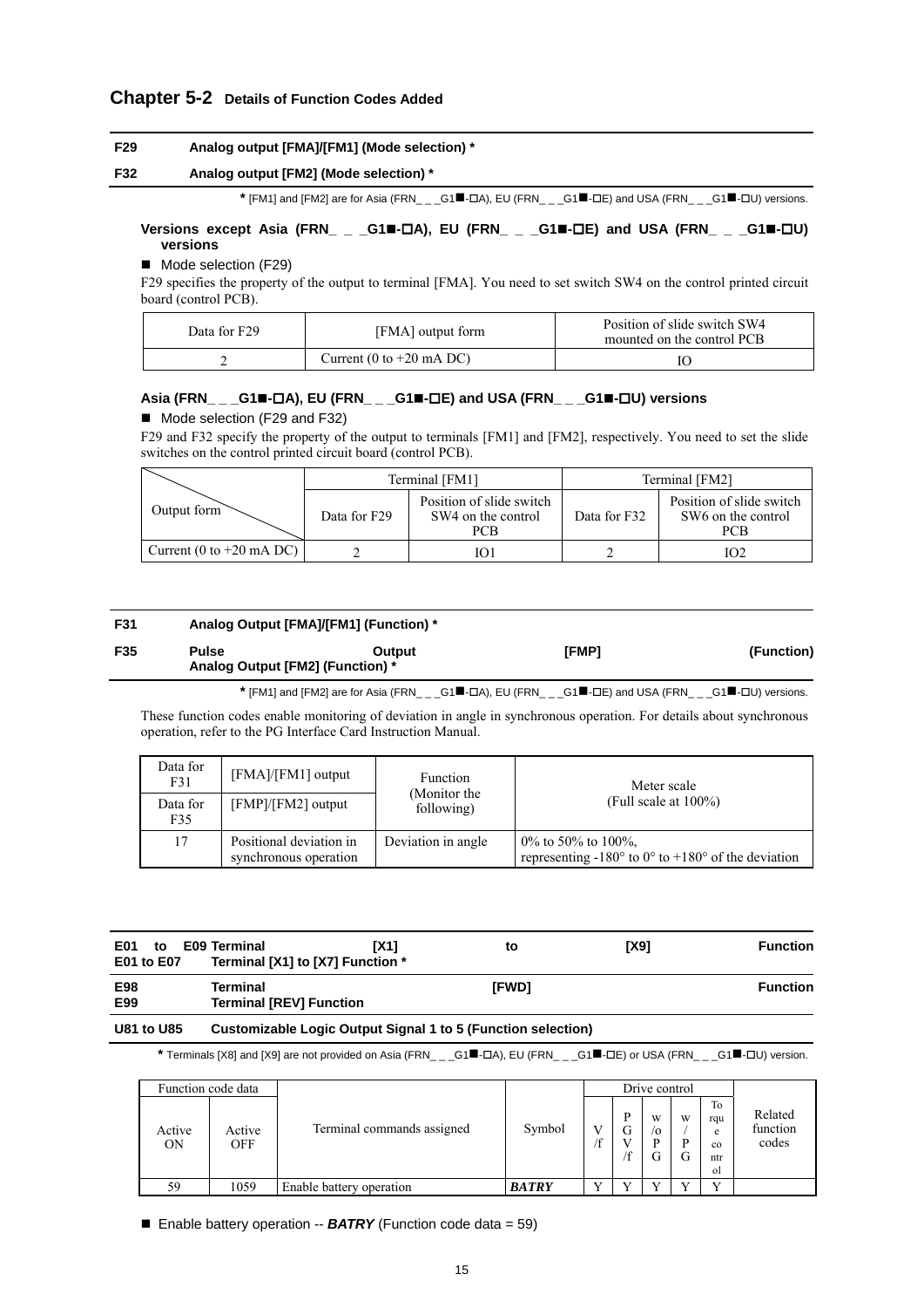## Chapter 5-2 Details of Function Codes Added

**F29 Analog output [FMA]/[FM1] (Mode selection) ***

**F32 Analog output [FM2] (Mode selection) ***

\* [FM1] and [FM2] are for Asia (FRN_ _ _G1■-□A), EU (FRN_ _ _G1■-□E) and USA (FRN_ _ _G1■-□U) versions.

**Versions except Asia (FRN_ _ _G1■-□A), EU (FRN_ _ _G1■-□E) and USA (FRN_ _ _G1■-□U) versions**

■ Mode selection (F29)

F29 specifies the property of the output to terminal [FMA]. You need to set switch SW4 on the control printed circuit board (control PCB).

| Data for F29 | [FMA] output form | Position of slide switch SW4 mounted on the control PCB |
|---|---|---|
| 2 | Current (0 to +20 mA DC) | IO |

**Asia (FRN_ _ _G1■-□A), EU (FRN_ _ _G1■-□E) and USA (FRN_ _ _G1■-□U) versions**

■ Mode selection (F29 and F32)

F29 and F32 specify the property of the output to terminals [FM1] and [FM2], respectively. You need to set the slide switches on the control printed circuit board (control PCB).

| Output form | Terminal [FM1] | | Terminal [FM2] | |
|---|---|---|---|---|
| | Data for F29 | Position of slide switch SW4 on the control PCB | Data for F32 | Position of slide switch SW6 on the control PCB |
| Current (0 to +20 mA DC) | 2 | IO1 | 2 | IO2 |

**F31 Analog Output [FMA]/[FM1] (Function) ***

**F35 Pulse Output [FMP] (Function)**
**Analog Output [FM2] (Function) ***

\* [FM1] and [FM2] are for Asia (FRN_ _ _G1■-□A), EU (FRN_ _ _G1■-□E) and USA (FRN_ _ _G1■-□U) versions.

These function codes enable monitoring of deviation in angle in synchronous operation. For details about synchronous operation, refer to the PG Interface Card Instruction Manual.

| Data for F31 | [FMA]/[FM1] output | Function (Monitor the following) | Meter scale (Full scale at 100%) |
|---|---|---|---|
| Data for F35 | [FMP]/[FM2] output | | |
| 17 | Positional deviation in synchronous operation | Deviation in angle | 0% to 50% to 100%, representing -180° to 0° to +180° of the deviation |

**E01 to E09 Terminal [X1] to [X9] Function**
**E01 to E07 Terminal [X1] to [X7] Function ***

**E98 Terminal [FWD] Function**
**E99 Terminal [REV] Function**

**U81 to U85 Customizable Logic Output Signal 1 to 5 (Function selection)**

\* Terminals [X8] and [X9] are not provided on Asia (FRN_ _ _G1■-□A), EU (FRN_ _ _G1■-□E) or USA (FRN_ _ _G1■-□U) version.

| Function code data | | Terminal commands assigned | Symbol | Drive control | | | | | Related function codes |
|---|---|---|---|---|---|---|---|---|---|
| Active ON | Active OFF | | | V/f | PG V/f | w/o PG | w/ PG | Torque control | |
| 59 | 1059 | Enable battery operation | ***BATRY*** | Y | Y | Y | Y | Y | |

■ Enable battery operation -- ***BATRY*** (Function code data = 59)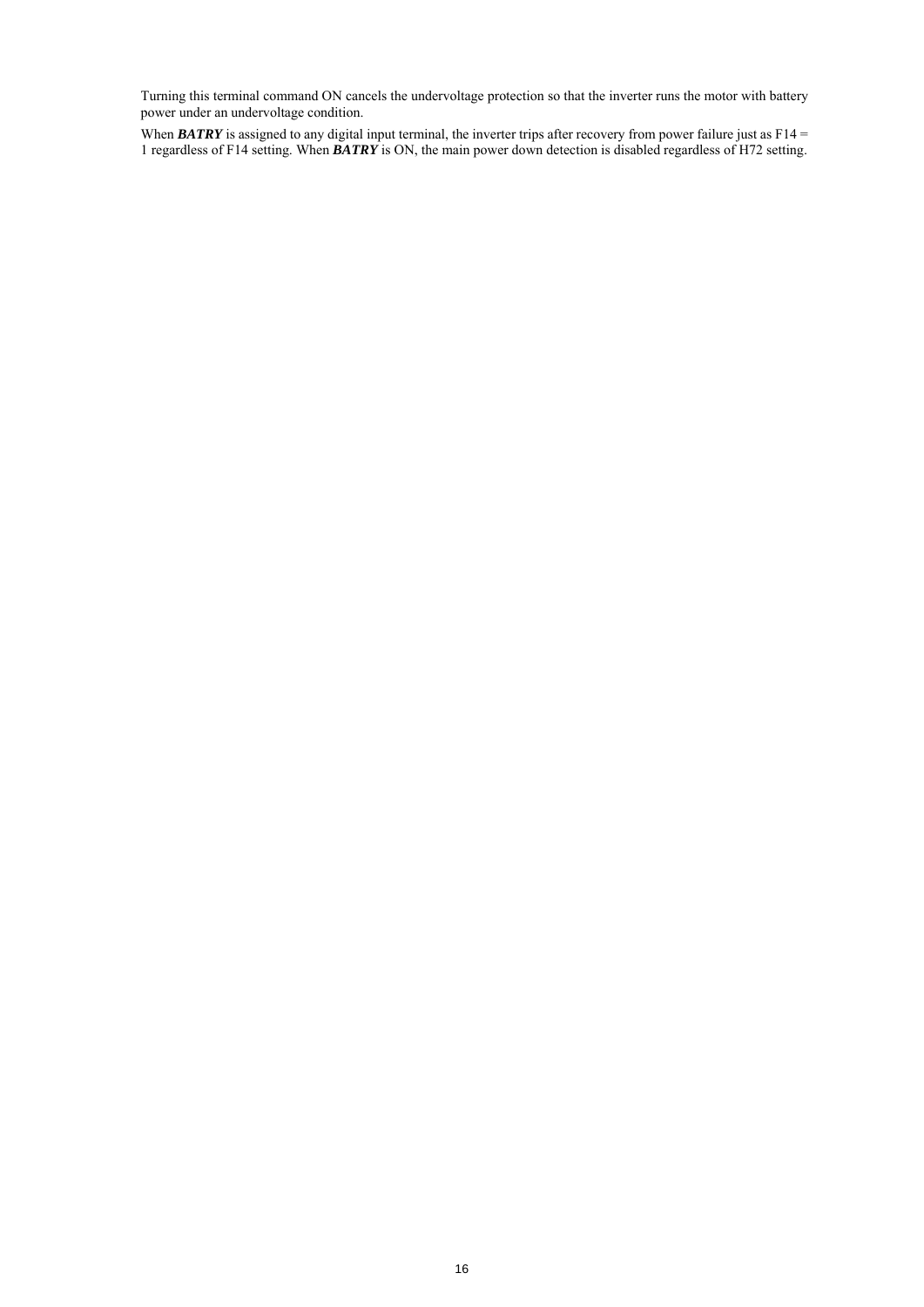Turning this terminal command ON cancels the undervoltage protection so that the inverter runs the motor with battery power under an undervoltage condition.

When ***BATRY*** is assigned to any digital input terminal, the inverter trips after recovery from power failure just as F14 = 1 regardless of F14 setting. When ***BATRY*** is ON, the main power down detection is disabled regardless of H72 setting.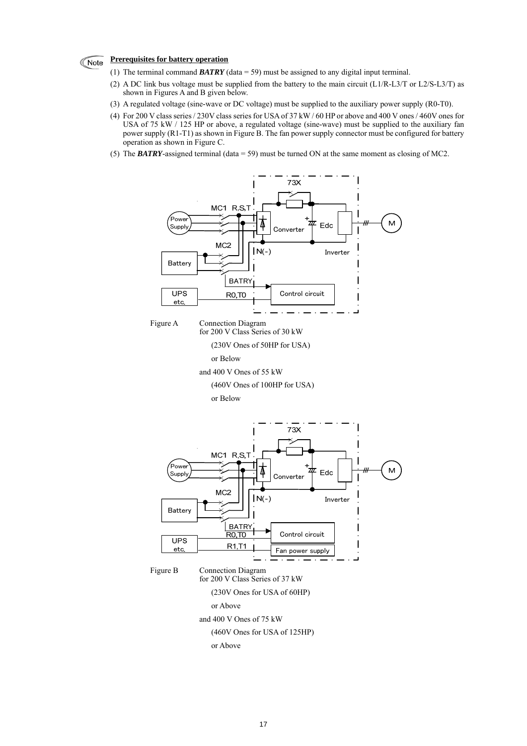**Note** **Prerequisites for battery operation**

(1) The terminal command ***BATRY*** (data = 59) must be assigned to any digital input terminal.

(2) A DC link bus voltage must be supplied from the battery to the main circuit (L1/R-L3/T or L2/S-L3/T) as shown in Figures A and B given below.

(3) A regulated voltage (sine-wave or DC voltage) must be supplied to the auxiliary power supply (R0-T0).

(4) For 200 V class series / 230V class series for USA of 37 kW / 60 HP or above and 400 V ones / 460V ones for USA of 75 kW / 125 HP or above, a regulated voltage (sine-wave) must be supplied to the auxiliary fan power supply (R1-T1) as shown in Figure B. The fan power supply connector must be configured for battery operation as shown in Figure C.

(5) The ***BATRY***-assigned terminal (data = 59) must be turned ON at the same moment as closing of MC2.

Figure A Connection Diagram for 200 V Class Series of 30 kW (230V Ones of 50HP for USA) or Below and 400 V Ones of 55 kW (460V Ones of 100HP for USA) or Below

Figure B Connection Diagram for 200 V Class Series of 37 kW (230V Ones for USA of 60HP) or Above and 400 V Ones of 75 kW (460V Ones for USA of 125HP) or Above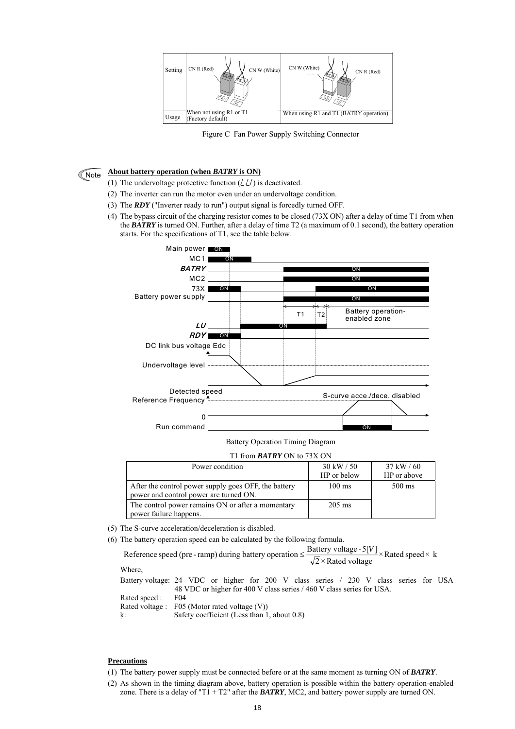| Setting | CN R (Red) / CN W (White) | CN W (White) / CN R (Red) |
| --- | --- | --- |
| Usage | When not using R1 or T1 (Factory default) | When using R1 and T1 (BATRY operation) |

Figure C Fan Power Supply Switching Connector

**About battery operation (when *BATRY* is ON)**

(1) The undervoltage protective function ($LU$) is deactivated.

(2) The inverter can run the motor even under an undervoltage condition.

(3) The ***RDY*** ("Inverter ready to run") output signal is forcedly turned OFF.

(4) The bypass circuit of the charging resistor comes to be closed (73X ON) after a delay of time T1 from when the ***BATRY*** is turned ON. Further, after a delay of time T2 (a maximum of 0.1 second), the battery operation starts. For the specifications of T1, see the table below.

Battery Operation Timing Diagram

T1 from ***BATRY*** ON to 73X ON

| Power condition | 30 kW / 50 HP or below | 37 kW / 60 HP or above |
| --- | --- | --- |
| After the control power supply goes OFF, the battery power and control power are turned ON. | 100 ms | 500 ms |
| The control power remains ON or after a momentary power failure happens. | 205 ms | |

(5) The S-curve acceleration/deceleration is disabled.

(6) The battery operation speed can be calculated by the following formula.

$$\text{Reference speed (pre-ramp) during battery operation} \leq \frac{\text{Battery voltage} - 5[V]}{\sqrt{2} \times \text{Rated voltage}} \times \text{Rated speed} \times k$$

Where,

Battery voltage: 24 VDC or higher for 200 V class series / 230 V class series for USA
48 VDC or higher for 400 V class series / 460 V class series for USA.

Rated speed : F04

Rated voltage : F05 (Motor rated voltage (V))

k: Safety coefficient (Less than 1, about 0.8)

**Precautions**

(1) The battery power supply must be connected before or at the same moment as turning ON of ***BATRY***.

(2) As shown in the timing diagram above, battery operation is possible within the battery operation-enabled zone. There is a delay of "T1 + T2" after the ***BATRY***, MC2, and battery power supply are turned ON.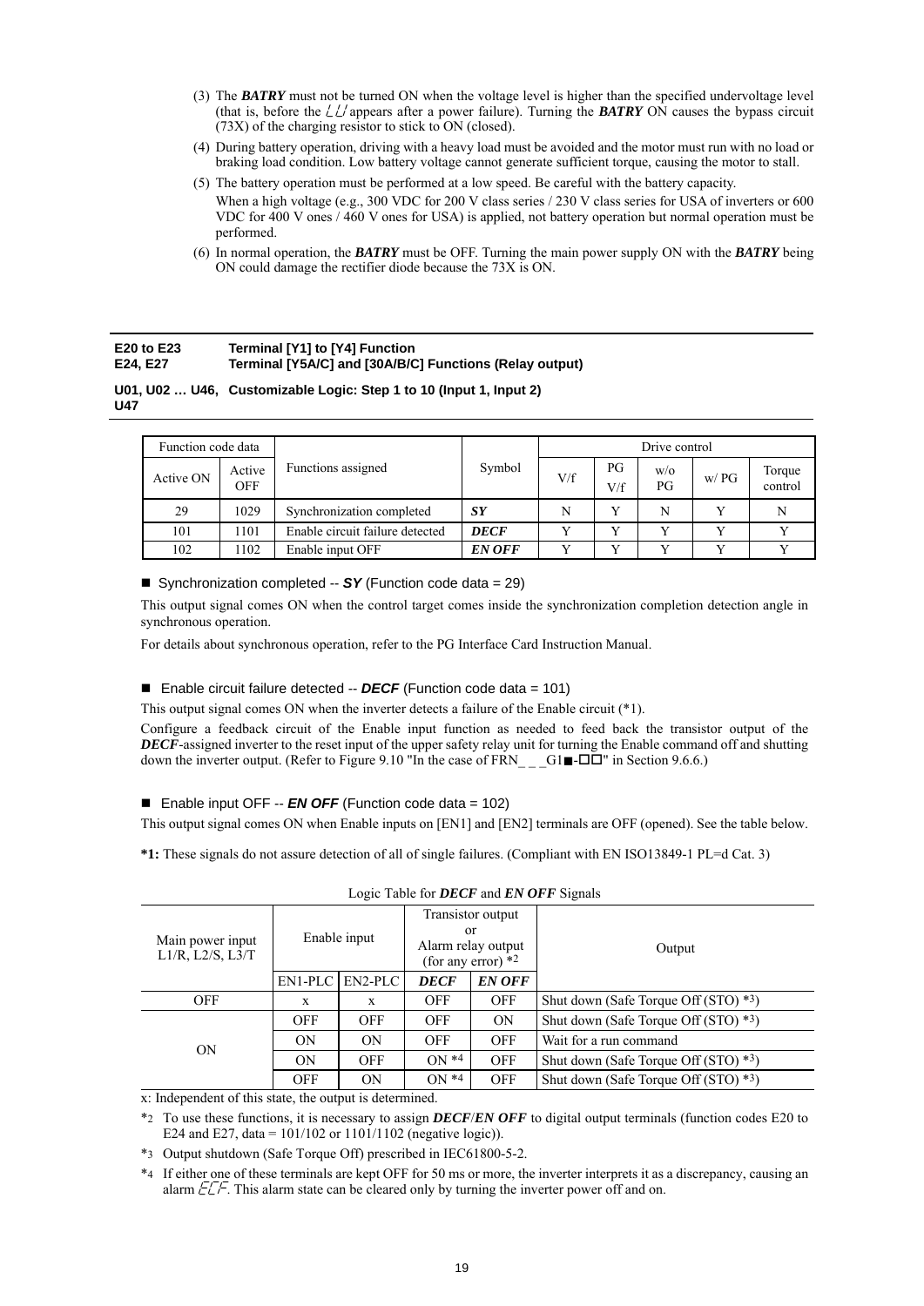(3) The ***BATRY*** must not be turned ON when the voltage level is higher than the specified undervoltage level (that is, before the LU appears after a power failure). Turning the ***BATRY*** ON causes the bypass circuit (73X) of the charging resistor to stick to ON (closed).

(4) During battery operation, driving with a heavy load must be avoided and the motor must run with no load or braking load condition. Low battery voltage cannot generate sufficient torque, causing the motor to stall.

(5) The battery operation must be performed at a low speed. Be careful with the battery capacity. When a high voltage (e.g., 300 VDC for 200 V class series / 230 V class series for USA of inverters or 600 VDC for 400 V ones / 460 V ones for USA) is applied, not battery operation but normal operation must be performed.

(6) In normal operation, the ***BATRY*** must be OFF. Turning the main power supply ON with the ***BATRY*** being ON could damage the rectifier diode because the 73X is ON.

## E20 to E23 Terminal [Y1] to [Y4] Function
## E24, E27 Terminal [Y5A/C] and [30A/B/C] Functions (Relay output)

**U01, U02 … U46, U47 Customizable Logic: Step 1 to 10 (Input 1, Input 2)**

| Function code data | | Functions assigned | Symbol | Drive control | | | | |
|---|---|---|---|---|---|---|---|---|
| Active ON | Active OFF | | | V/f | PG V/f | w/o PG | w/ PG | Torque control |
| 29 | 1029 | Synchronization completed | ***SY*** | N | Y | N | Y | N |
| 101 | 1101 | Enable circuit failure detected | ***DECF*** | Y | Y | Y | Y | Y |
| 102 | 1102 | Enable input OFF | ***EN OFF*** | Y | Y | Y | Y | Y |

■ Synchronization completed -- ***SY*** (Function code data = 29)

This output signal comes ON when the control target comes inside the synchronization completion detection angle in synchronous operation.

For details about synchronous operation, refer to the PG Interface Card Instruction Manual.

■ Enable circuit failure detected -- ***DECF*** (Function code data = 101)

This output signal comes ON when the inverter detects a failure of the Enable circuit (*1).

Configure a feedback circuit of the Enable input function as needed to feed back the transistor output of the ***DECF***-assigned inverter to the reset input of the upper safety relay unit for turning the Enable command off and shutting down the inverter output. (Refer to Figure 9.10 "In the case of FRN_ _ _G1■-□□" in Section 9.6.6.)

■ Enable input OFF -- ***EN OFF*** (Function code data = 102)

This output signal comes ON when Enable inputs on [EN1] and [EN2] terminals are OFF (opened). See the table below.

**\*1:** These signals do not assure detection of all of single failures. (Compliant with EN ISO13849-1 PL=d Cat. 3)

Logic Table for ***DECF*** and ***EN OFF*** Signals

| Main power input L1/R, L2/S, L3/T | Enable input | | Transistor output or Alarm relay output (for any error) *2 | | Output |
|---|---|---|---|---|---|
| | EN1-PLC | EN2-PLC | ***DECF*** | ***EN OFF*** | |
| OFF | x | x | OFF | OFF | Shut down (Safe Torque Off (STO) *3) |
| ON | OFF | OFF | OFF | ON | Shut down (Safe Torque Off (STO) *3) |
| | ON | ON | OFF | OFF | Wait for a run command |
| | ON | OFF | ON *4 | OFF | Shut down (Safe Torque Off (STO) *3) |
| | OFF | ON | ON *4 | OFF | Shut down (Safe Torque Off (STO) *3) |

x: Independent of this state, the output is determined.

*2 To use these functions, it is necessary to assign ***DECF***/***EN OFF*** to digital output terminals (function codes E20 to E24 and E27, data = 101/102 or 1101/1102 (negative logic)).

*3 Output shutdown (Safe Torque Off) prescribed in IEC61800-5-2.

*4 If either one of these terminals are kept OFF for 50 ms or more, the inverter interprets it as a discrepancy, causing an alarm ECF. This alarm state can be cleared only by turning the inverter power off and on.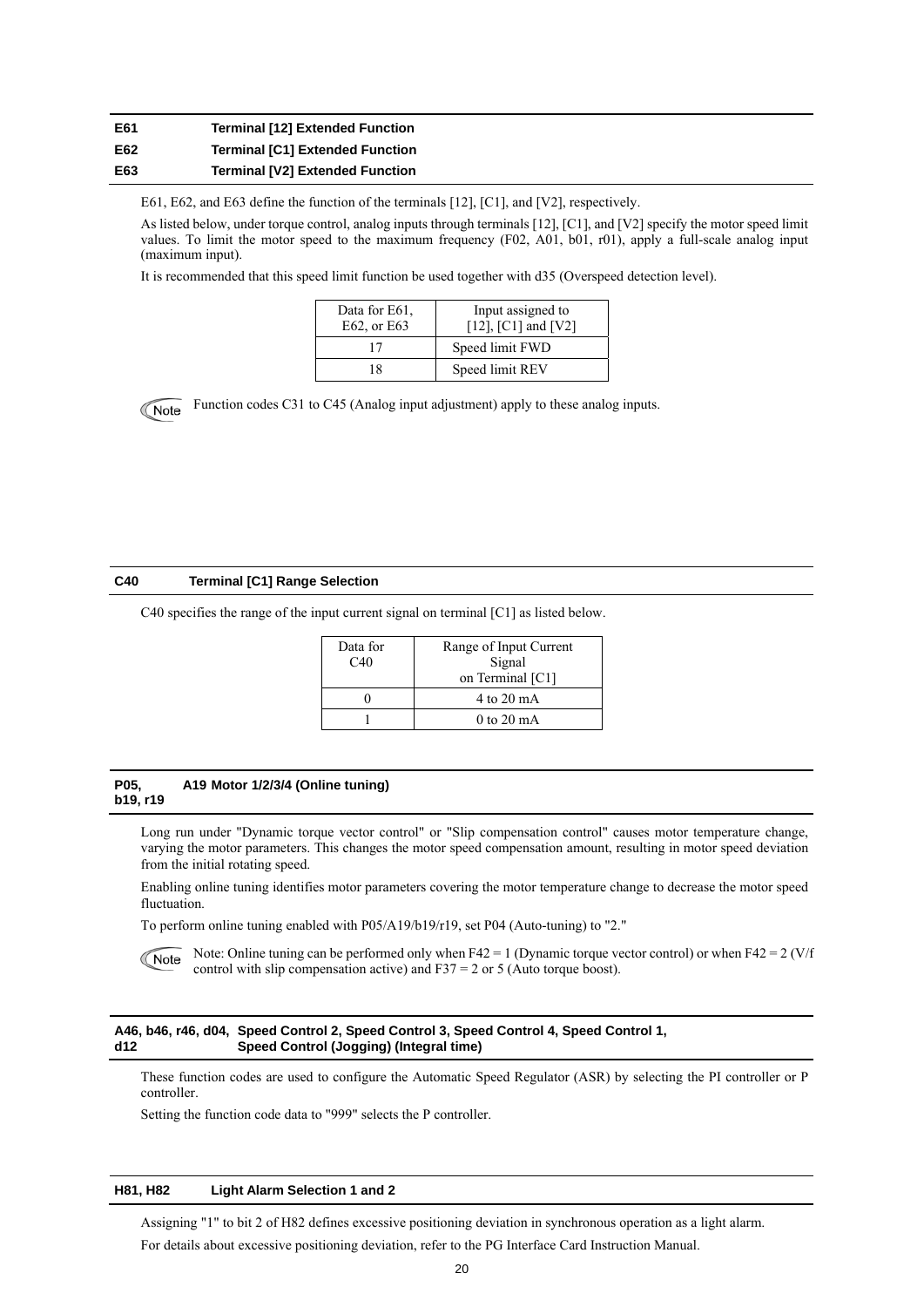## E61 Terminal [12] Extended Function
## E62 Terminal [C1] Extended Function
## E63 Terminal [V2] Extended Function

E61, E62, and E63 define the function of the terminals [12], [C1], and [V2], respectively.

As listed below, under torque control, analog inputs through terminals [12], [C1], and [V2] specify the motor speed limit values. To limit the motor speed to the maximum frequency (F02, A01, b01, r01), apply a full-scale analog input (maximum input).

It is recommended that this speed limit function be used together with d35 (Overspeed detection level).

| Data for E61, E62, or E63 | Input assigned to [12], [C1] and [V2] |
|---|---|
| 17 | Speed limit FWD |
| 18 | Speed limit REV |

**Note** Function codes C31 to C45 (Analog input adjustment) apply to these analog inputs.

## C40 Terminal [C1] Range Selection

C40 specifies the range of the input current signal on terminal [C1] as listed below.

| Data for C40 | Range of Input Current Signal on Terminal [C1] |
|---|---|
| 0 | 4 to 20 mA |
| 1 | 0 to 20 mA |

## P05, A19 Motor 1/2/3/4 (Online tuning) b19, r19

Long run under "Dynamic torque vector control" or "Slip compensation control" causes motor temperature change, varying the motor parameters. This changes the motor speed compensation amount, resulting in motor speed deviation from the initial rotating speed.

Enabling online tuning identifies motor parameters covering the motor temperature change to decrease the motor speed fluctuation.

To perform online tuning enabled with P05/A19/b19/r19, set P04 (Auto-tuning) to "2."

**Note** Note: Online tuning can be performed only when F42 = 1 (Dynamic torque vector control) or when F42 = 2 (V/f control with slip compensation active) and F37 = 2 or 5 (Auto torque boost).

## A46, b46, r46, d04, d12 Speed Control 2, Speed Control 3, Speed Control 4, Speed Control 1, Speed Control (Jogging) (Integral time)

These function codes are used to configure the Automatic Speed Regulator (ASR) by selecting the PI controller or P controller.

Setting the function code data to "999" selects the P controller.

## H81, H82 Light Alarm Selection 1 and 2

Assigning "1" to bit 2 of H82 defines excessive positioning deviation in synchronous operation as a light alarm.

For details about excessive positioning deviation, refer to the PG Interface Card Instruction Manual.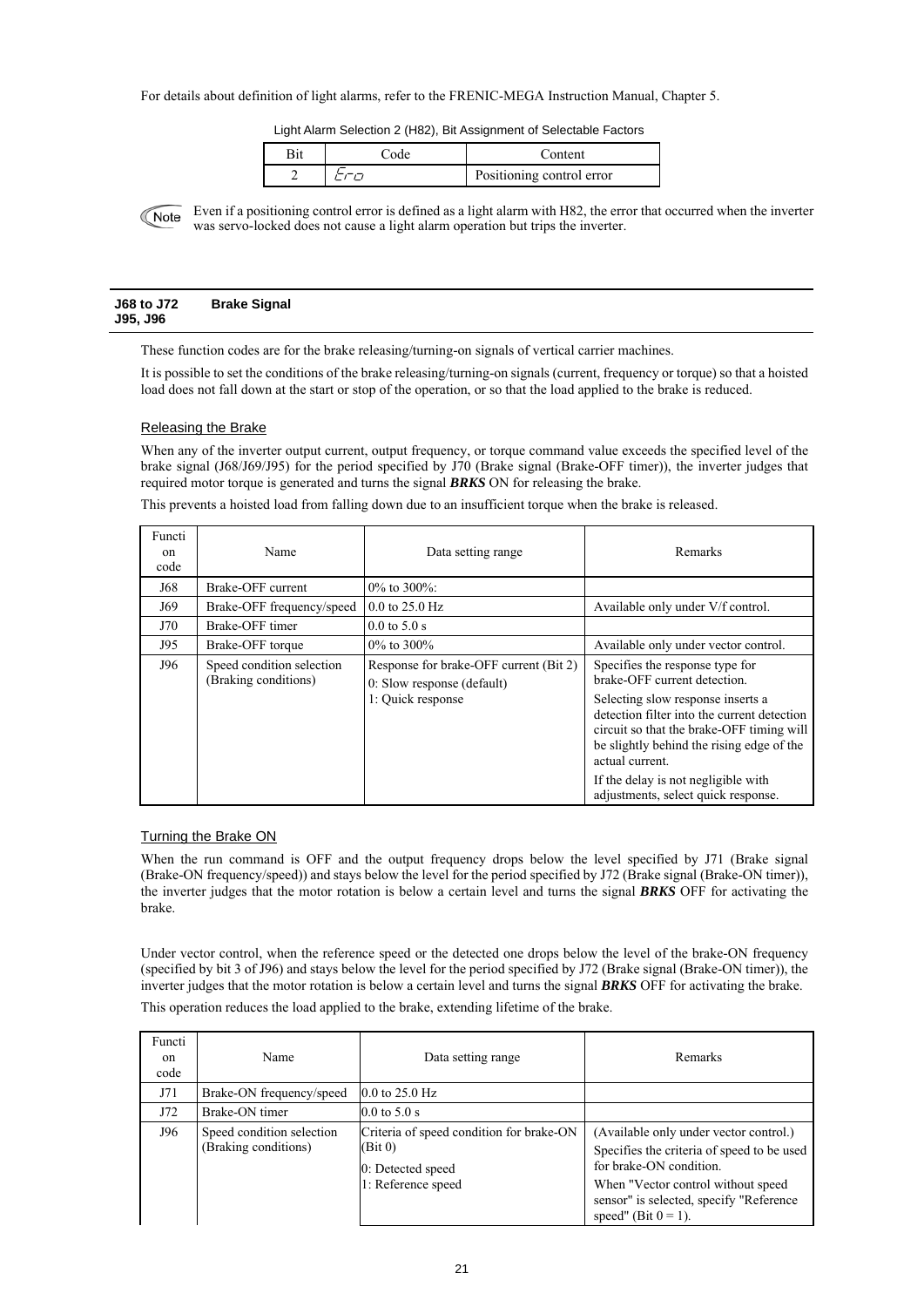For details about definition of light alarms, refer to the FRENIC-MEGA Instruction Manual, Chapter 5.

Light Alarm Selection 2 (H82), Bit Assignment of Selectable Factors

| Bit | Code | Content |
|---|---|---|
| 2 | Er-o | Positioning control error |

Note: Even if a positioning control error is defined as a light alarm with H82, the error that occurred when the inverter was servo-locked does not cause a light alarm operation but trips the inverter.

## J68 to J72 J95, J96 Brake Signal

These function codes are for the brake releasing/turning-on signals of vertical carrier machines.

It is possible to set the conditions of the brake releasing/turning-on signals (current, frequency or torque) so that a hoisted load does not fall down at the start or stop of the operation, or so that the load applied to the brake is reduced.

### Releasing the Brake

When any of the inverter output current, output frequency, or torque command value exceeds the specified level of the brake signal (J68/J69/J95) for the period specified by J70 (Brake signal (Brake-OFF timer)), the inverter judges that required motor torque is generated and turns the signal ***BRKS*** ON for releasing the brake.

This prevents a hoisted load from falling down due to an insufficient torque when the brake is released.

| Function code | Name | Data setting range | Remarks |
|---|---|---|---|
| J68 | Brake-OFF current | 0% to 300%: | |
| J69 | Brake-OFF frequency/speed | 0.0 to 25.0 Hz | Available only under V/f control. |
| J70 | Brake-OFF timer | 0.0 to 5.0 s | |
| J95 | Brake-OFF torque | 0% to 300% | Available only under vector control. |
| J96 | Speed condition selection (Braking conditions) | Response for brake-OFF current (Bit 2)<br>0: Slow response (default)<br>1: Quick response | Specifies the response type for brake-OFF current detection.<br>Selecting slow response inserts a detection filter into the current detection circuit so that the brake-OFF timing will be slightly behind the rising edge of the actual current.<br>If the delay is not negligible with adjustments, select quick response. |

### Turning the Brake ON

When the run command is OFF and the output frequency drops below the level specified by J71 (Brake signal (Brake-ON frequency/speed)) and stays below the level for the period specified by J72 (Brake signal (Brake-ON timer)), the inverter judges that the motor rotation is below a certain level and turns the signal ***BRKS*** OFF for activating the brake.

Under vector control, when the reference speed or the detected one drops below the level of the brake-ON frequency (specified by bit 3 of J96) and stays below the level for the period specified by J72 (Brake signal (Brake-ON timer)), the inverter judges that the motor rotation is below a certain level and turns the signal ***BRKS*** OFF for activating the brake.

This operation reduces the load applied to the brake, extending lifetime of the brake.

| Function code | Name | Data setting range | Remarks |
|---|---|---|---|
| J71 | Brake-ON frequency/speed | 0.0 to 25.0 Hz | |
| J72 | Brake-ON timer | 0.0 to 5.0 s | |
| J96 | Speed condition selection (Braking conditions) | Criteria of speed condition for brake-ON (Bit 0)<br>0: Detected speed<br>1: Reference speed | (Available only under vector control.)<br>Specifies the criteria of speed to be used for brake-ON condition.<br>When "Vector control without speed sensor" is selected, specify "Reference speed" (Bit 0 = 1). |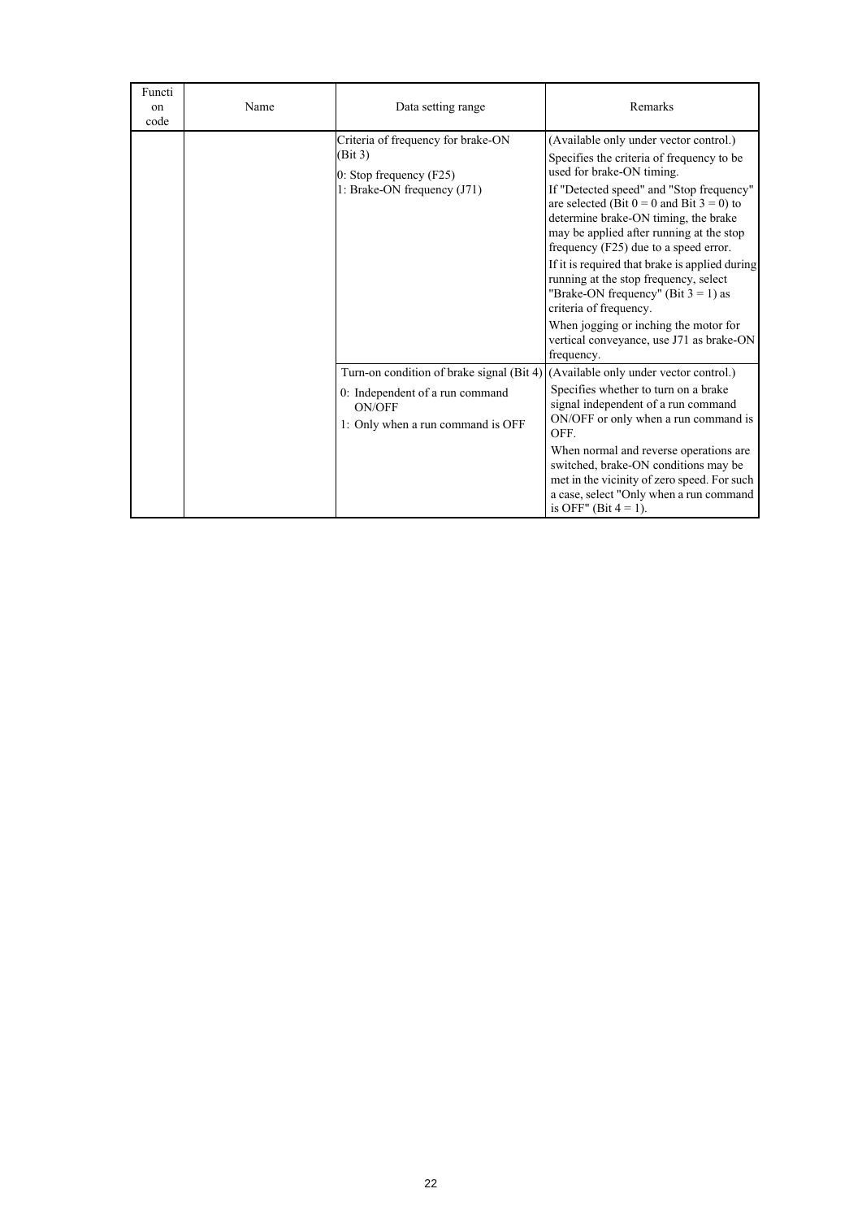| Function code | Name | Data setting range | Remarks |
|---|---|---|---|
| | | Criteria of frequency for brake-ON (Bit 3)<br>0: Stop frequency (F25)<br>1: Brake-ON frequency (J71) | (Available only under vector control.)<br>Specifies the criteria of frequency to be used for brake-ON timing.<br>If "Detected speed" and "Stop frequency" are selected (Bit 0 = 0 and Bit 3 = 0) to determine brake-ON timing, the brake may be applied after running at the stop frequency (F25) due to a speed error.<br>If it is required that brake is applied during running at the stop frequency, select "Brake-ON frequency" (Bit 3 = 1) as criteria of frequency.<br>When jogging or inching the motor for vertical conveyance, use J71 as brake-ON frequency. |
| | | Turn-on condition of brake signal (Bit 4)<br>0: Independent of a run command ON/OFF<br>1: Only when a run command is OFF | (Available only under vector control.)<br>Specifies whether to turn on a brake signal independent of a run command ON/OFF or only when a run command is OFF.<br>When normal and reverse operations are switched, brake-ON conditions may be met in the vicinity of zero speed. For such a case, select "Only when a run command is OFF" (Bit 4 = 1). |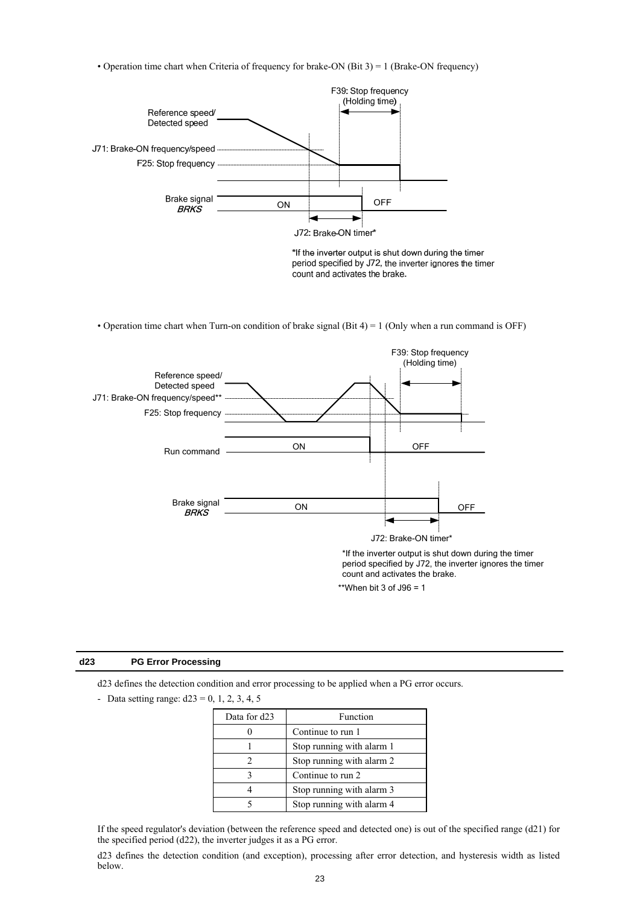• Operation time chart when Criteria of frequency for brake-ON (Bit 3) = 1 (Brake-ON frequency)

F39: Stop frequency (Holding time)

Reference speed/ Detected speed

J71: Brake-ON frequency/speed

F25: Stop frequency

Brake signal *BRKS* ON OFF

J72: Brake-ON timer*

*If the inverter output is shut down during the timer period specified by J72, the inverter ignores the timer count and activates the brake.

• Operation time chart when Turn-on condition of brake signal (Bit 4) = 1 (Only when a run command is OFF)

F39: Stop frequency (Holding time)

Reference speed/ Detected speed

J71: Brake-ON frequency/speed**

F25: Stop frequency

Run command ON OFF

Brake signal *BRKS* ON OFF

J72: Brake-ON timer*

*If the inverter output is shut down during the timer period specified by J72, the inverter ignores the timer count and activates the brake.

**When bit 3 of J96 = 1

## d23 PG Error Processing

d23 defines the detection condition and error processing to be applied when a PG error occurs.

- Data setting range: d23 = 0, 1, 2, 3, 4, 5

| Data for d23 | Function |
|---|---|
| 0 | Continue to run 1 |
| 1 | Stop running with alarm 1 |
| 2 | Stop running with alarm 2 |
| 3 | Continue to run 2 |
| 4 | Stop running with alarm 3 |
| 5 | Stop running with alarm 4 |

If the speed regulator's deviation (between the reference speed and detected one) is out of the specified range (d21) for the specified period (d22), the inverter judges it as a PG error.

d23 defines the detection condition (and exception), processing after error detection, and hysteresis width as listed below.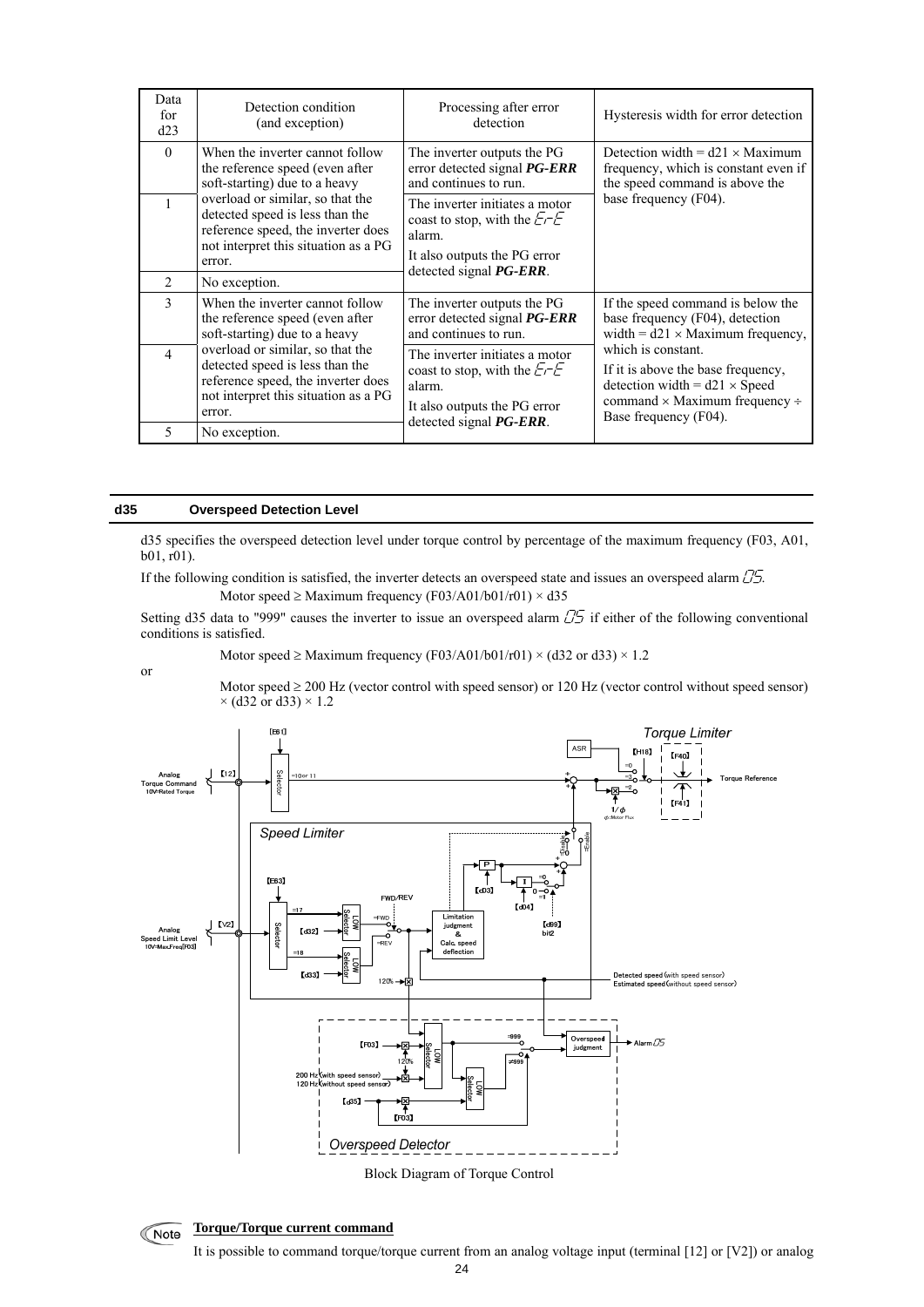| Data for d23 | Detection condition (and exception) | Processing after error detection | Hysteresis width for error detection |
|---|---|---|---|
| 0 | When the inverter cannot follow the reference speed (even after soft-starting) due to a heavy overload or similar, so that the detected speed is less than the reference speed, the inverter does not interpret this situation as a PG error. | The inverter outputs the PG error detected signal ***PG-ERR*** and continues to run. | Detection width = d21 × Maximum frequency, which is constant even if the speed command is above the base frequency (F04). |
| 1 | | The inverter initiates a motor coast to stop, with the *Er-E* alarm. It also outputs the PG error detected signal ***PG-ERR***. | |
| 2 | No exception. | | |
| 3 | When the inverter cannot follow the reference speed (even after soft-starting) due to a heavy overload or similar, so that the detected speed is less than the reference speed, the inverter does not interpret this situation as a PG error. | The inverter outputs the PG error detected signal ***PG-ERR*** and continues to run. | If the speed command is below the base frequency (F04), detection width = d21 × Maximum frequency, which is constant. If it is above the base frequency, detection width = d21 × Speed command × Maximum frequency ÷ Base frequency (F04). |
| 4 | | The inverter initiates a motor coast to stop, with the *Er-E* alarm. It also outputs the PG error detected signal ***PG-ERR***. | |
| 5 | No exception. | | |

## d35 Overspeed Detection Level

d35 specifies the overspeed detection level under torque control by percentage of the maximum frequency (F03, A01, b01, r01).

If the following condition is satisfied, the inverter detects an overspeed state and issues an overspeed alarm *OS*.

Motor speed ≥ Maximum frequency (F03/A01/b01/r01) × d35

Setting d35 data to "999" causes the inverter to issue an overspeed alarm *OS* if either of the following conventional conditions is satisfied.

Motor speed ≥ Maximum frequency (F03/A01/b01/r01) × (d32 or d33) × 1.2

or

Motor speed ≥ 200 Hz (vector control with speed sensor) or 120 Hz (vector control without speed sensor) × (d32 or d33) × 1.2

Block Diagram of Torque Control

**Torque/Torque current command**

It is possible to command torque/torque current from an analog voltage input (terminal [12] or [V2]) or analog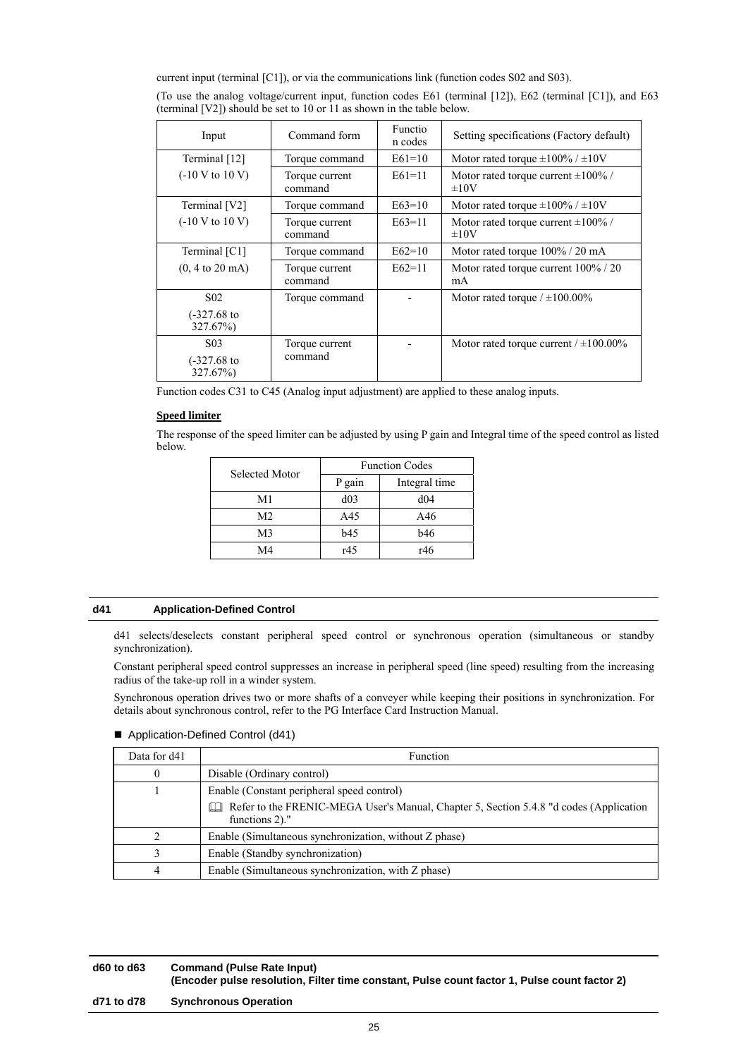current input (terminal [C1]), or via the communications link (function codes S02 and S03).

(To use the analog voltage/current input, function codes E61 (terminal [12]), E62 (terminal [C1]), and E63 (terminal [V2]) should be set to 10 or 11 as shown in the table below.

| Input | Command form | Function codes | Setting specifications (Factory default) |
|---|---|---|---|
| Terminal [12] (-10 V to 10 V) | Torque command | E61=10 | Motor rated torque ±100% / ±10V |
| | Torque current command | E61=11 | Motor rated torque current ±100% / ±10V |
| Terminal [V2] (-10 V to 10 V) | Torque command | E63=10 | Motor rated torque ±100% / ±10V |
| | Torque current command | E63=11 | Motor rated torque current ±100% / ±10V |
| Terminal [C1] (0, 4 to 20 mA) | Torque command | E62=10 | Motor rated torque 100% / 20 mA |
| | Torque current command | E62=11 | Motor rated torque current 100% / 20 mA |
| S02 (-327.68 to 327.67%) | Torque command | - | Motor rated torque / ±100.00% |
| S03 (-327.68 to 327.67%) | Torque current command | - | Motor rated torque current / ±100.00% |

Function codes C31 to C45 (Analog input adjustment) are applied to these analog inputs.

**Speed limiter**

The response of the speed limiter can be adjusted by using P gain and Integral time of the speed control as listed below.

| Selected Motor | Function Codes | |
|---|---|---|
| | P gain | Integral time |
| M1 | d03 | d04 |
| M2 | A45 | A46 |
| M3 | b45 | b46 |
| M4 | r45 | r46 |

## d41 Application-Defined Control

d41 selects/deselects constant peripheral speed control or synchronous operation (simultaneous or standby synchronization).

Constant peripheral speed control suppresses an increase in peripheral speed (line speed) resulting from the increasing radius of the take-up roll in a winder system.

Synchronous operation drives two or more shafts of a conveyer while keeping their positions in synchronization. For details about synchronous control, refer to the PG Interface Card Instruction Manual.

■ Application-Defined Control (d41)

| Data for d41 | Function |
|---|---|
| 0 | Disable (Ordinary control) |
| 1 | Enable (Constant peripheral speed control)<br>Refer to the FRENIC-MEGA User's Manual, Chapter 5, Section 5.4.8 "d codes (Application functions 2)." |
| 2 | Enable (Simultaneous synchronization, without Z phase) |
| 3 | Enable (Standby synchronization) |
| 4 | Enable (Simultaneous synchronization, with Z phase) |

## d60 to d63 Command (Pulse Rate Input) (Encoder pulse resolution, Filter time constant, Pulse count factor 1, Pulse count factor 2)

## d71 to d78 Synchronous Operation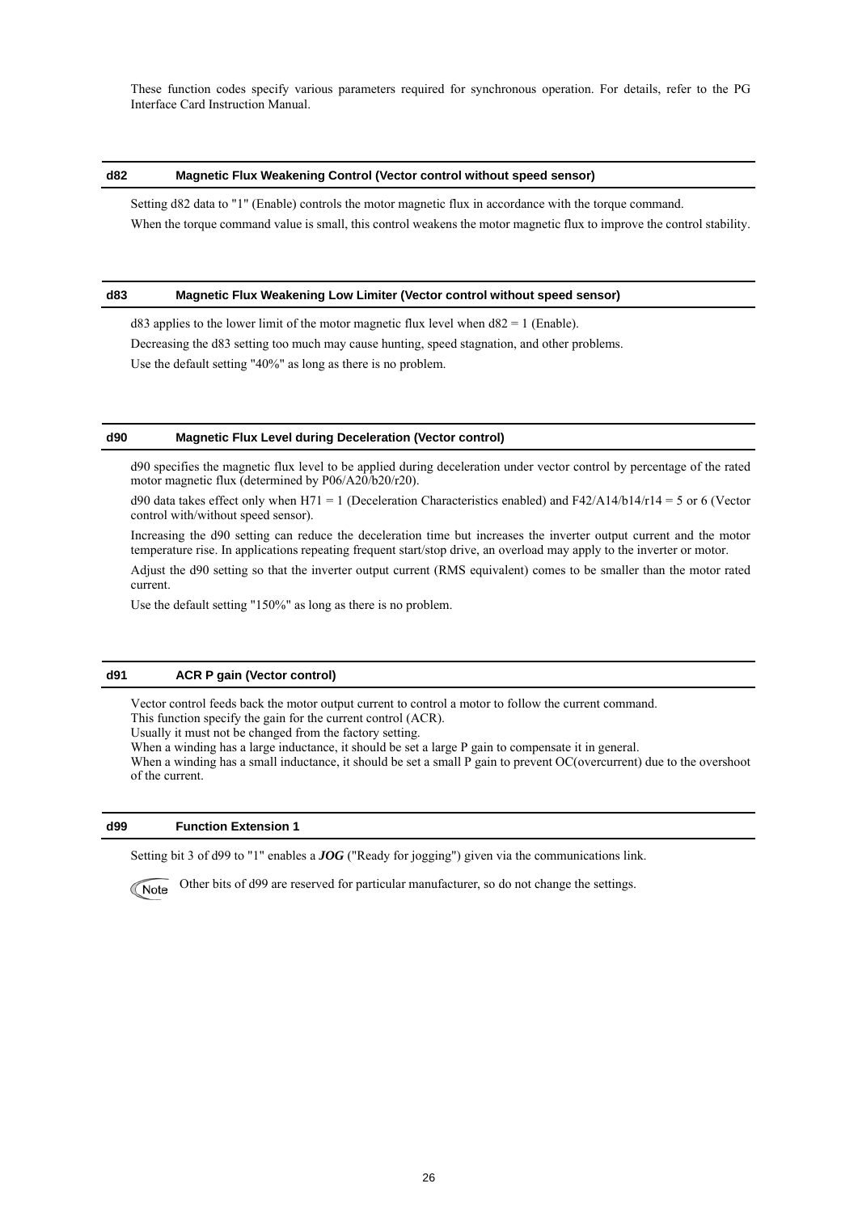These function codes specify various parameters required for synchronous operation. For details, refer to the PG Interface Card Instruction Manual.

## d82 Magnetic Flux Weakening Control (Vector control without speed sensor)

Setting d82 data to "1" (Enable) controls the motor magnetic flux in accordance with the torque command.

When the torque command value is small, this control weakens the motor magnetic flux to improve the control stability.

## d83 Magnetic Flux Weakening Low Limiter (Vector control without speed sensor)

d83 applies to the lower limit of the motor magnetic flux level when d82 = 1 (Enable).

Decreasing the d83 setting too much may cause hunting, speed stagnation, and other problems.

Use the default setting "40%" as long as there is no problem.

## d90 Magnetic Flux Level during Deceleration (Vector control)

d90 specifies the magnetic flux level to be applied during deceleration under vector control by percentage of the rated motor magnetic flux (determined by P06/A20/b20/r20).

d90 data takes effect only when H71 = 1 (Deceleration Characteristics enabled) and F42/A14/b14/r14 = 5 or 6 (Vector control with/without speed sensor).

Increasing the d90 setting can reduce the deceleration time but increases the inverter output current and the motor temperature rise. In applications repeating frequent start/stop drive, an overload may apply to the inverter or motor.

Adjust the d90 setting so that the inverter output current (RMS equivalent) comes to be smaller than the motor rated current.

Use the default setting "150%" as long as there is no problem.

## d91 ACR P gain (Vector control)

Vector control feeds back the motor output current to control a motor to follow the current command.
This function specify the gain for the current control (ACR).
Usually it must not be changed from the factory setting.
When a winding has a large inductance, it should be set a large P gain to compensate it in general.
When a winding has a small inductance, it should be set a small P gain to prevent OC(overcurrent) due to the overshoot of the current.

## d99 Function Extension 1

Setting bit 3 of d99 to "1" enables a ***JOG*** ("Ready for jogging") given via the communications link.

Note: Other bits of d99 are reserved for particular manufacturer, so do not change the settings.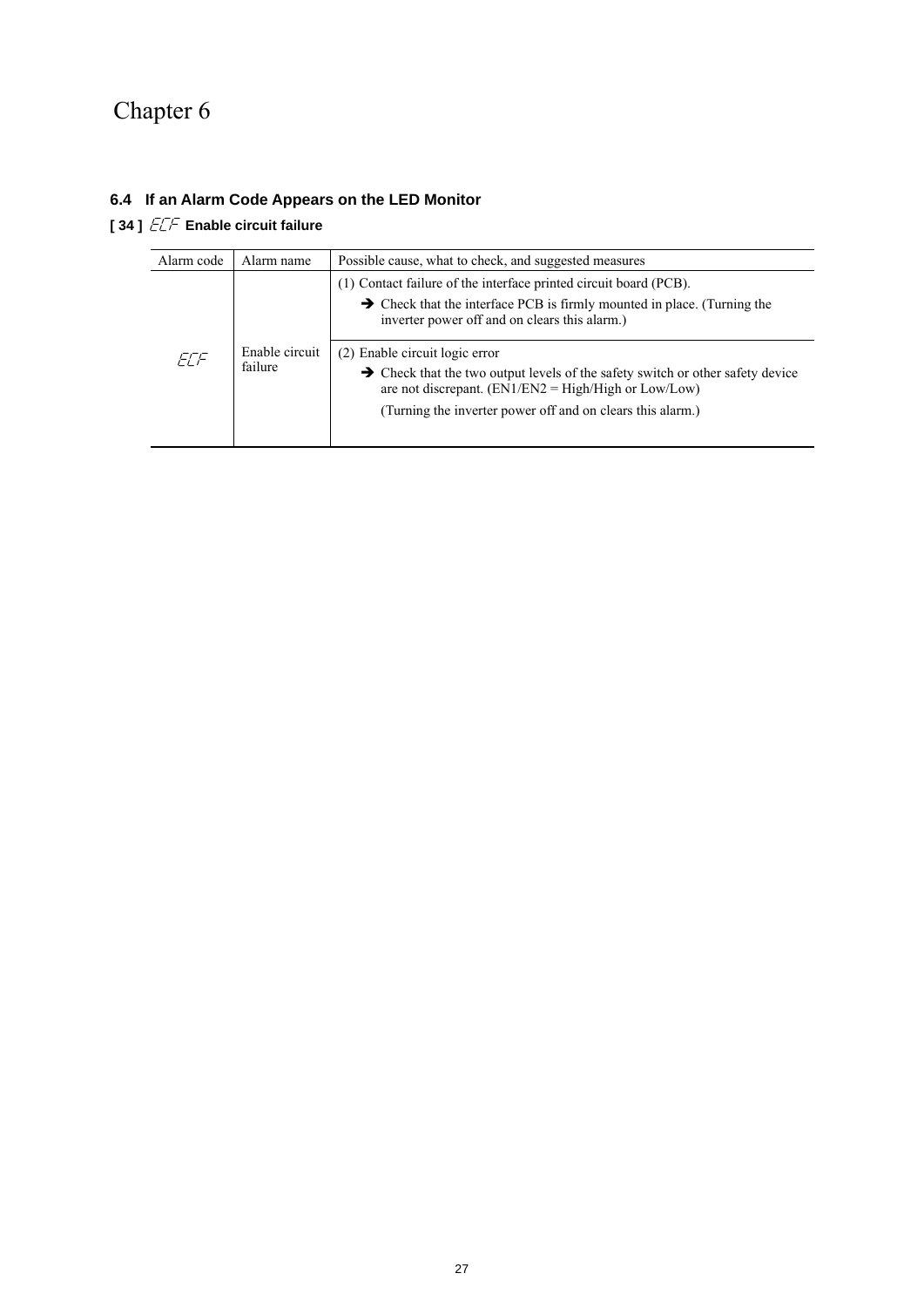Chapter 6

### 6.4 If an Alarm Code Appears on the LED Monitor

#### [ 34 ] ECF Enable circuit failure

| Alarm code | Alarm name | Possible cause, what to check, and suggested measures |
|---|---|---|
| ECF | Enable circuit failure | (1) Contact failure of the interface printed circuit board (PCB).<br>➔ Check that the interface PCB is firmly mounted in place. (Turning the inverter power off and on clears this alarm.) |
| | | (2) Enable circuit logic error<br>➔ Check that the two output levels of the safety switch or other safety device are not discrepant. (EN1/EN2 = High/High or Low/Low)<br>(Turning the inverter power off and on clears this alarm.) |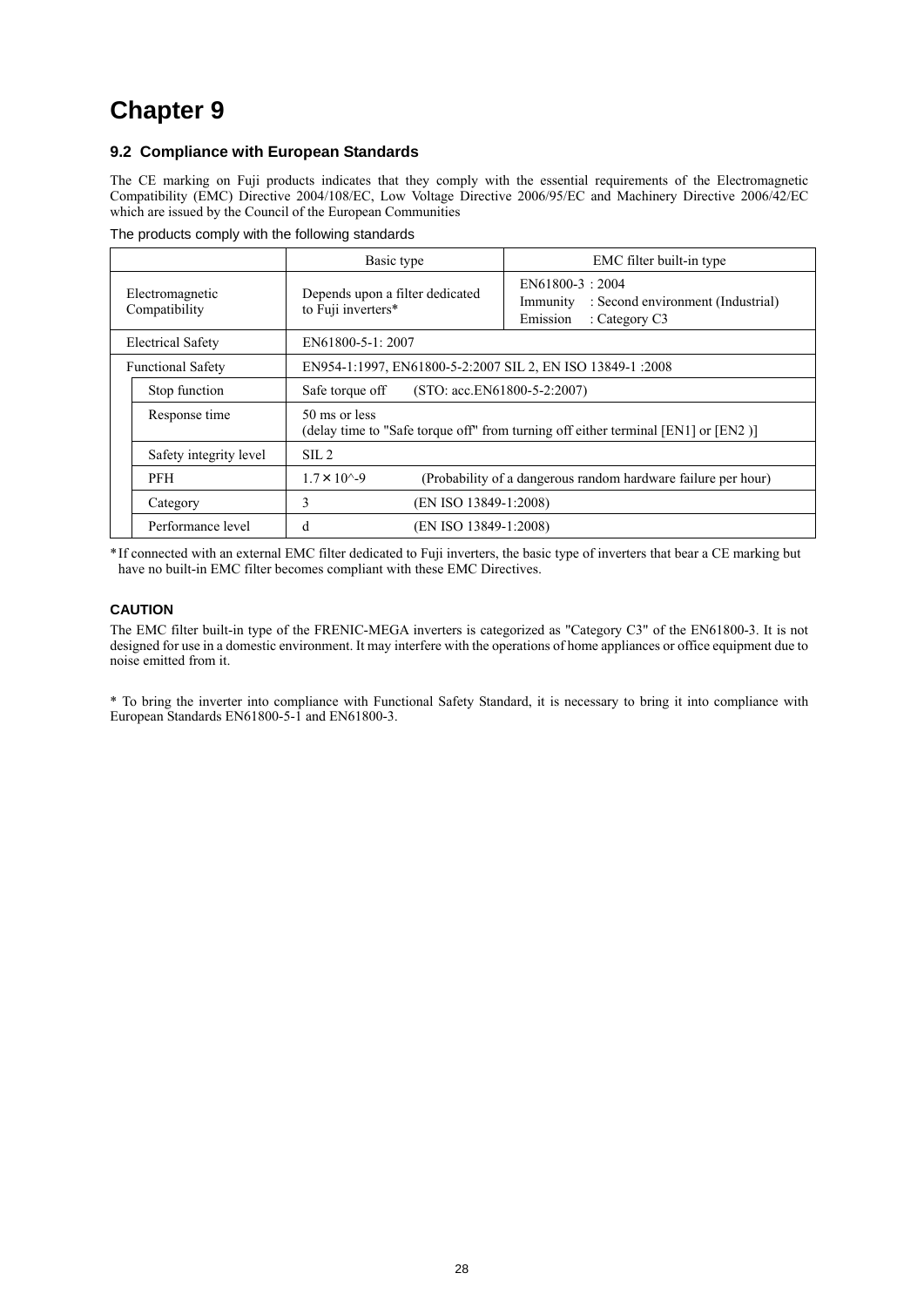# Chapter 9

### 9.2 Compliance with European Standards

The CE marking on Fuji products indicates that they comply with the essential requirements of the Electromagnetic Compatibility (EMC) Directive 2004/108/EC, Low Voltage Directive 2006/95/EC and Machinery Directive 2006/42/EC which are issued by the Council of the European Communities

The products comply with the following standards

| | | Basic type | EMC filter built-in type |
|---|---|---|---|
| Electromagnetic Compatibility | | Depends upon a filter dedicated to Fuji inverters* | EN61800-3 : 2004<br>Immunity : Second environment (Industrial)<br>Emission : Category C3 |
| Electrical Safety | | EN61800-5-1: 2007 | |
| Functional Safety | | EN954-1:1997, EN61800-5-2:2007 SIL 2, EN ISO 13849-1 :2008 | |
| | Stop function | Safe torque off (STO: acc.EN61800-5-2:2007) | |
| | Response time | 50 ms or less<br>(delay time to "Safe torque off" from turning off either terminal [EN1] or [EN2 )] | |
| | Safety integrity level | SIL 2 | |
| | PFH | $1.7 \times 10^{-9}$ (Probability of a dangerous random hardware failure per hour) | |
| | Category | 3 (EN ISO 13849-1:2008) | |
| | Performance level | d (EN ISO 13849-1:2008) | |

*If connected with an external EMC filter dedicated to Fuji inverters, the basic type of inverters that bear a CE marking but have no built-in EMC filter becomes compliant with these EMC Directives.

**CAUTION**

The EMC filter built-in type of the FRENIC-MEGA inverters is categorized as "Category C3" of the EN61800-3. It is not designed for use in a domestic environment. It may interfere with the operations of home appliances or office equipment due to noise emitted from it.

* To bring the inverter into compliance with Functional Safety Standard, it is necessary to bring it into compliance with European Standards EN61800-5-1 and EN61800-3.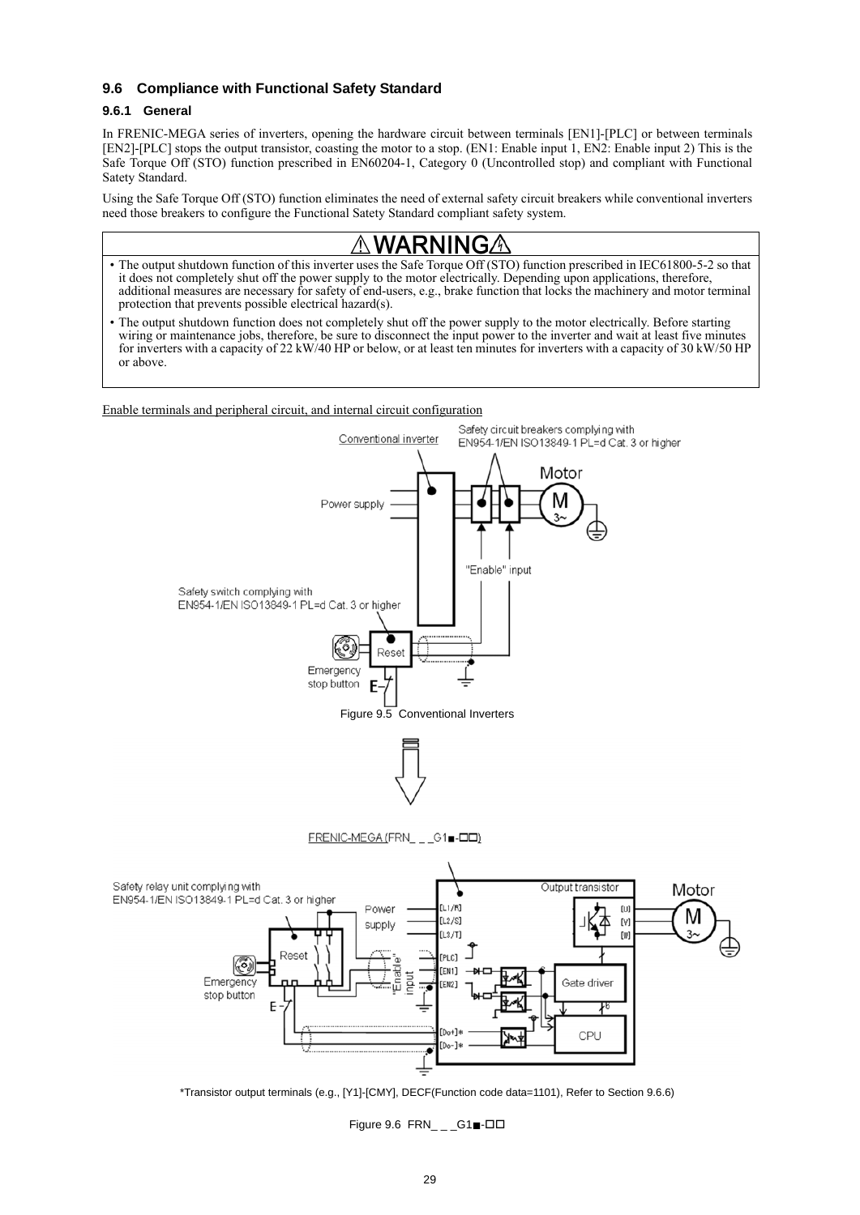## 9.6 Compliance with Functional Safety Standard

### 9.6.1 General

In FRENIC-MEGA series of inverters, opening the hardware circuit between terminals [EN1]-[PLC] or between terminals [EN2]-[PLC] stops the output transistor, coasting the motor to a stop. (EN1: Enable input 1, EN2: Enable input 2) This is the Safe Torque Off (STO) function prescribed in EN60204-1, Category 0 (Uncontrolled stop) and compliant with Functional Satety Standard.

Using the Safe Torque Off (STO) function eliminates the need of external safety circuit breakers while conventional inverters need those breakers to configure the Functional Satety Standard compliant safety system.

**⚠WARNING⚠**

- The output shutdown function of this inverter uses the Safe Torque Off (STO) function prescribed in IEC61800-5-2 so that it does not completely shut off the power supply to the motor electrically. Depending upon applications, therefore, additional measures are necessary for safety of end-users, e.g., brake function that locks the machinery and motor terminal protection that prevents possible electrical hazard(s).
- The output shutdown function does not completely shut off the power supply to the motor electrically. Before starting wiring or maintenance jobs, therefore, be sure to disconnect the input power to the inverter and wait at least five minutes for inverters with a capacity of 22 kW/40 HP or below, or at least ten minutes for inverters with a capacity of 30 kW/50 HP or above.

Enable terminals and peripheral circuit, and internal circuit configuration

Conventional inverter

Safety circuit breakers complying with EN954-1/EN ISO13849-1 PL=d Cat. 3 or higher

Motor

Power supply

"Enable" input

Safety switch complying with EN954-1/EN ISO13849-1 PL=d Cat. 3 or higher

Reset

Emergency stop button

Figure 9.5 Conventional Inverters

FRENIC-MEGA (FRN_ _ _G1■-□□)

Safety relay unit complying with EN954-1/EN ISO13849-1 PL=d Cat. 3 or higher

Power supply

Output transistor

Motor

[L1/R] [L2/S] [L3/T] [PLC] [EN1] [EN2] [Do+]* [Do-]*

[U] [V] [W]

"Enable" input

Reset

Emergency stop button

Gate driver

CPU

*Transistor output terminals (e.g., [Y1]-[CMY], DECF(Function code data=1101), Refer to Section 9.6.6)

Figure 9.6 FRN_ _ _G1■-□□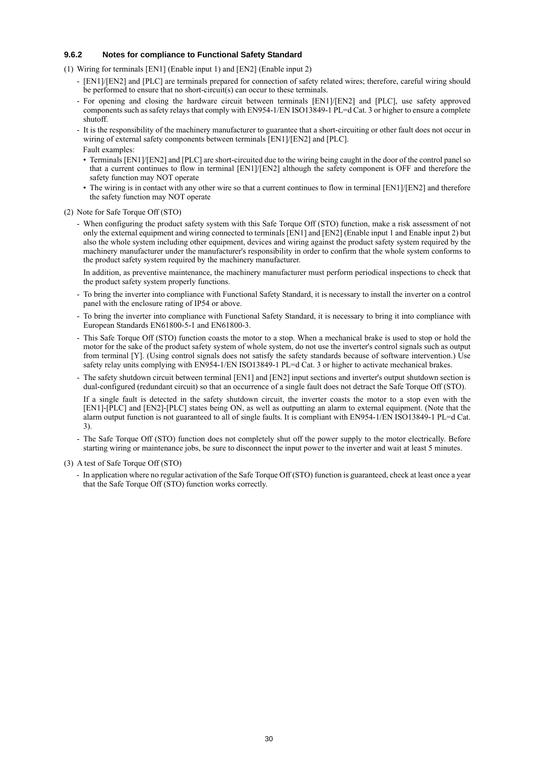### 9.6.2 Notes for compliance to Functional Safety Standard

(1) Wiring for terminals [EN1] (Enable input 1) and [EN2] (Enable input 2)

- [EN1]/[EN2] and [PLC] are terminals prepared for connection of safety related wires; therefore, careful wiring should be performed to ensure that no short-circuit(s) can occur to these terminals.
- For opening and closing the hardware circuit between terminals [EN1]/[EN2] and [PLC], use safety approved components such as safety relays that comply with EN954-1/EN ISO13849-1 PL=d Cat. 3 or higher to ensure a complete shutoff.
- It is the responsibility of the machinery manufacturer to guarantee that a short-circuiting or other fault does not occur in wiring of external safety components between terminals [EN1]/[EN2] and [PLC].

  Fault examples:
  - Terminals [EN1]/[EN2] and [PLC] are short-circuited due to the wiring being caught in the door of the control panel so that a current continues to flow in terminal [EN1]/[EN2] although the safety component is OFF and therefore the safety function may NOT operate
  - The wiring is in contact with any other wire so that a current continues to flow in terminal [EN1]/[EN2] and therefore the safety function may NOT operate

(2) Note for Safe Torque Off (STO)

- When configuring the product safety system with this Safe Torque Off (STO) function, make a risk assessment of not only the external equipment and wiring connected to terminals [EN1] and [EN2] (Enable input 1 and Enable input 2) but also the whole system including other equipment, devices and wiring against the product safety system required by the machinery manufacturer under the manufacturer's responsibility in order to confirm that the whole system conforms to the product safety system required by the machinery manufacturer.

  In addition, as preventive maintenance, the machinery manufacturer must perform periodical inspections to check that the product safety system properly functions.
- To bring the inverter into compliance with Functional Safety Standard, it is necessary to install the inverter on a control panel with the enclosure rating of IP54 or above.
- To bring the inverter into compliance with Functional Safety Standard, it is necessary to bring it into compliance with European Standards EN61800-5-1 and EN61800-3.
- This Safe Torque Off (STO) function coasts the motor to a stop. When a mechanical brake is used to stop or hold the motor for the sake of the product safety system of whole system, do not use the inverter's control signals such as output from terminal [Y]. (Using control signals does not satisfy the safety standards because of software intervention.) Use safety relay units complying with EN954-1/EN ISO13849-1 PL=d Cat. 3 or higher to activate mechanical brakes.
- The safety shutdown circuit between terminal [EN1] and [EN2] input sections and inverter's output shutdown section is dual-configured (redundant circuit) so that an occurrence of a single fault does not detract the Safe Torque Off (STO).

  If a single fault is detected in the safety shutdown circuit, the inverter coasts the motor to a stop even with the [EN1]-[PLC] and [EN2]-[PLC] states being ON, as well as outputting an alarm to external equipment. (Note that the alarm output function is not guaranteed to all of single faults. It is compliant with EN954-1/EN ISO13849-1 PL=d Cat. 3).
- The Safe Torque Off (STO) function does not completely shut off the power supply to the motor electrically. Before starting wiring or maintenance jobs, be sure to disconnect the input power to the inverter and wait at least 5 minutes.

(3) A test of Safe Torque Off (STO)

- In application where no regular activation of the Safe Torque Off (STO) function is guaranteed, check at least once a year that the Safe Torque Off (STO) function works correctly.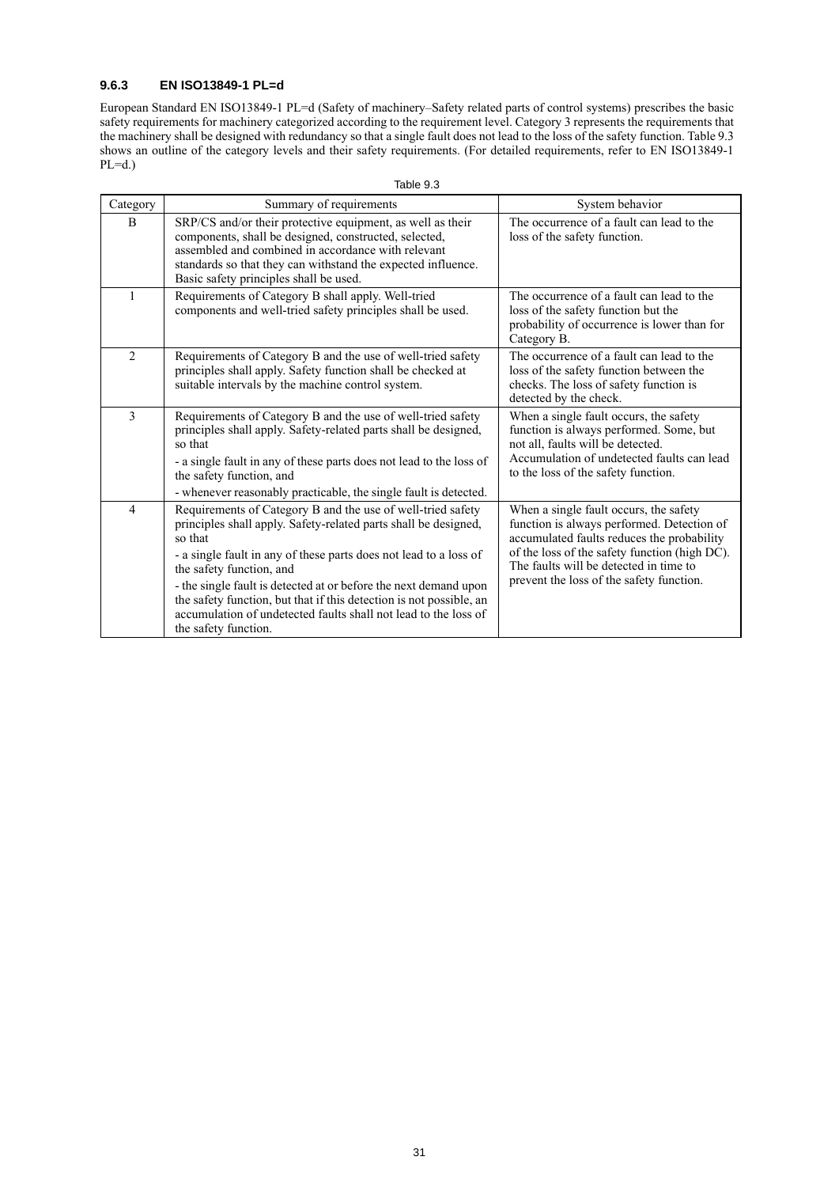### 9.6.3 EN ISO13849-1 PL=d

European Standard EN ISO13849-1 PL=d (Safety of machinery–Safety related parts of control systems) prescribes the basic safety requirements for machinery categorized according to the requirement level. Category 3 represents the requirements that the machinery shall be designed with redundancy so that a single fault does not lead to the loss of the safety function. Table 9.3 shows an outline of the category levels and their safety requirements. (For detailed requirements, refer to EN ISO13849-1 PL=d.)

Table 9.3

| Category | Summary of requirements | System behavior |
|---|---|---|
| B | SRP/CS and/or their protective equipment, as well as their components, shall be designed, constructed, selected, assembled and combined in accordance with relevant standards so that they can withstand the expected influence. Basic safety principles shall be used. | The occurrence of a fault can lead to the loss of the safety function. |
| 1 | Requirements of Category B shall apply. Well-tried components and well-tried safety principles shall be used. | The occurrence of a fault can lead to the loss of the safety function but the probability of occurrence is lower than for Category B. |
| 2 | Requirements of Category B and the use of well-tried safety principles shall apply. Safety function shall be checked at suitable intervals by the machine control system. | The occurrence of a fault can lead to the loss of the safety function between the checks. The loss of safety function is detected by the check. |
| 3 | Requirements of Category B and the use of well-tried safety principles shall apply. Safety-related parts shall be designed, so that<br>- a single fault in any of these parts does not lead to the loss of the safety function, and<br>- whenever reasonably practicable, the single fault is detected. | When a single fault occurs, the safety function is always performed. Some, but not all, faults will be detected. Accumulation of undetected faults can lead to the loss of the safety function. |
| 4 | Requirements of Category B and the use of well-tried safety principles shall apply. Safety-related parts shall be designed, so that<br>- a single fault in any of these parts does not lead to a loss of the safety function, and<br>- the single fault is detected at or before the next demand upon the safety function, but that if this detection is not possible, an accumulation of undetected faults shall not lead to the loss of the safety function. | When a single fault occurs, the safety function is always performed. Detection of accumulated faults reduces the probability of the loss of the safety function (high DC). The faults will be detected in time to prevent the loss of the safety function. |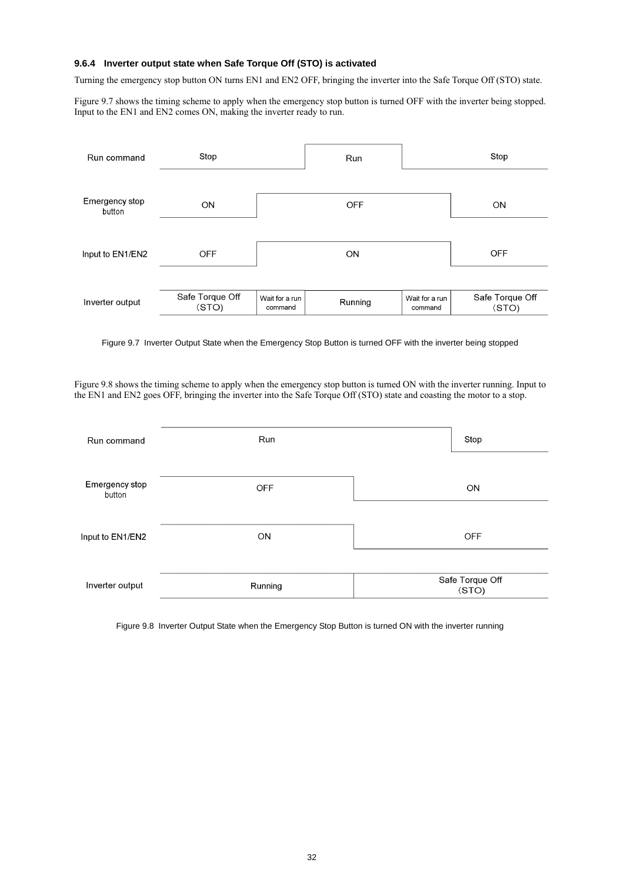### 9.6.4 Inverter output state when Safe Torque Off (STO) is activated

Turning the emergency stop button ON turns EN1 and EN2 OFF, bringing the inverter into the Safe Torque Off (STO) state.

Figure 9.7 shows the timing scheme to apply when the emergency stop button is turned OFF with the inverter being stopped. Input to the EN1 and EN2 comes ON, making the inverter ready to run.

| Signal | | | | | |
|---|---|---|---|---|---|
| Run command | Stop | Stop | Run | Stop | Stop |
| Emergency stop button | ON | OFF | OFF | OFF | ON |
| Input to EN1/EN2 | OFF | ON | ON | ON | OFF |
| Inverter output | Safe Torque Off (STO) | Wait for a run command | Running | Wait for a run command | Safe Torque Off (STO) |

Figure 9.7 Inverter Output State when the Emergency Stop Button is turned OFF with the inverter being stopped

Figure 9.8 shows the timing scheme to apply when the emergency stop button is turned ON with the inverter running. Input to the EN1 and EN2 goes OFF, bringing the inverter into the Safe Torque Off (STO) state and coasting the motor to a stop.

| Signal | | | |
|---|---|---|---|
| Run command | Run | Run | Stop |
| Emergency stop button | OFF | ON | ON |
| Input to EN1/EN2 | ON | OFF | OFF |
| Inverter output | Running | Safe Torque Off (STO) | Safe Torque Off (STO) |

Figure 9.8 Inverter Output State when the Emergency Stop Button is turned ON with the inverter running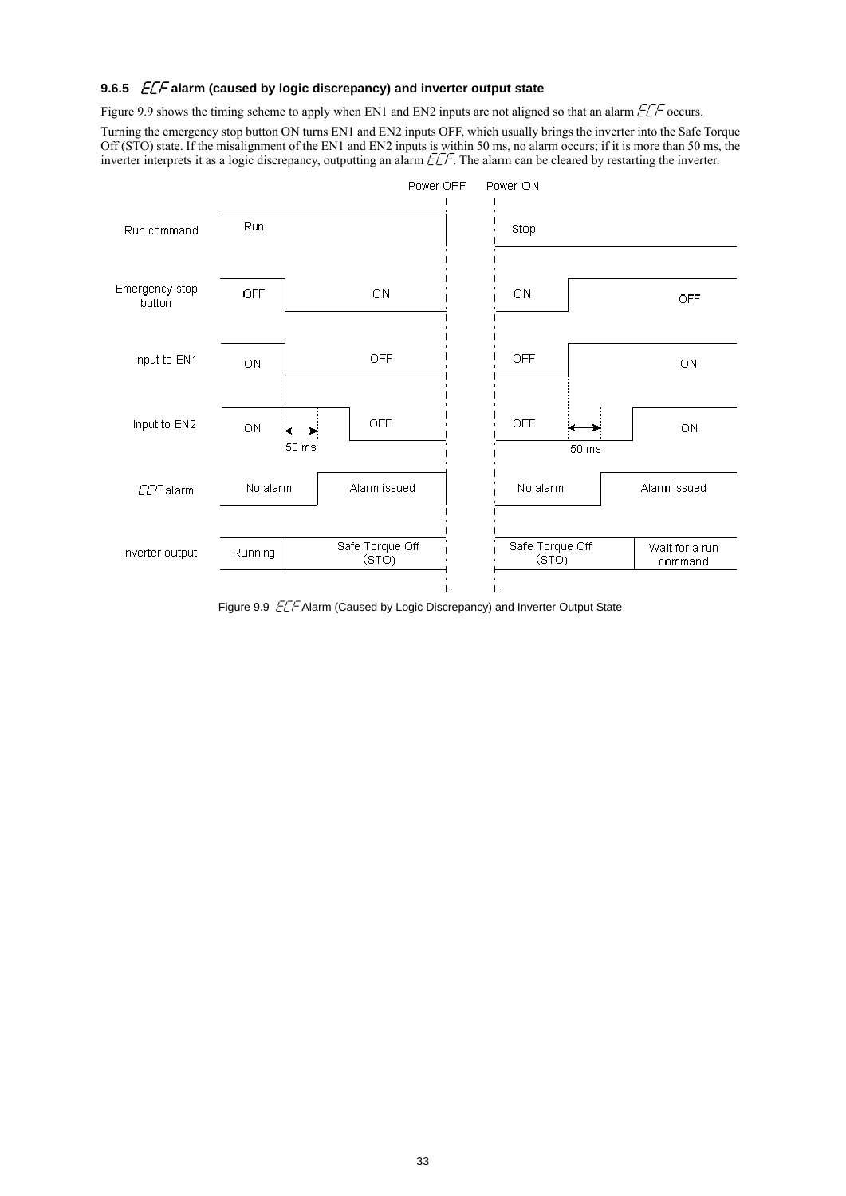### 9.6.5 ECF alarm (caused by logic discrepancy) and inverter output state

Figure 9.9 shows the timing scheme to apply when EN1 and EN2 inputs are not aligned so that an alarm ECF occurs.

Turning the emergency stop button ON turns EN1 and EN2 inputs OFF, which usually brings the inverter into the Safe Torque Off (STO) state. If the misalignment of the EN1 and EN2 inputs is within 50 ms, no alarm occurs; if it is more than 50 ms, the inverter interprets it as a logic discrepancy, outputting an alarm ECF. The alarm can be cleared by restarting the inverter.

| Signal | Before Power OFF | | | Power OFF / Power ON | After Power ON | | |
|---|---|---|---|---|---|---|---|
| Run command | Run | | | | Stop | | |
| Emergency stop button | OFF | ON | | | ON | OFF | |
| Input to EN1 | ON | OFF | | | OFF | ON | |
| Input to EN2 | ON | ON (50 ms) | OFF | | OFF | OFF (50 ms) | ON |
| ECF alarm | No alarm | No alarm | Alarm issued | | No alarm | No alarm | Alarm issued |
| Inverter output | Running | Safe Torque Off (STO) | | | Safe Torque Off (STO) | | Wait for a run command |

Figure 9.9 ECF Alarm (Caused by Logic Discrepancy) and Inverter Output State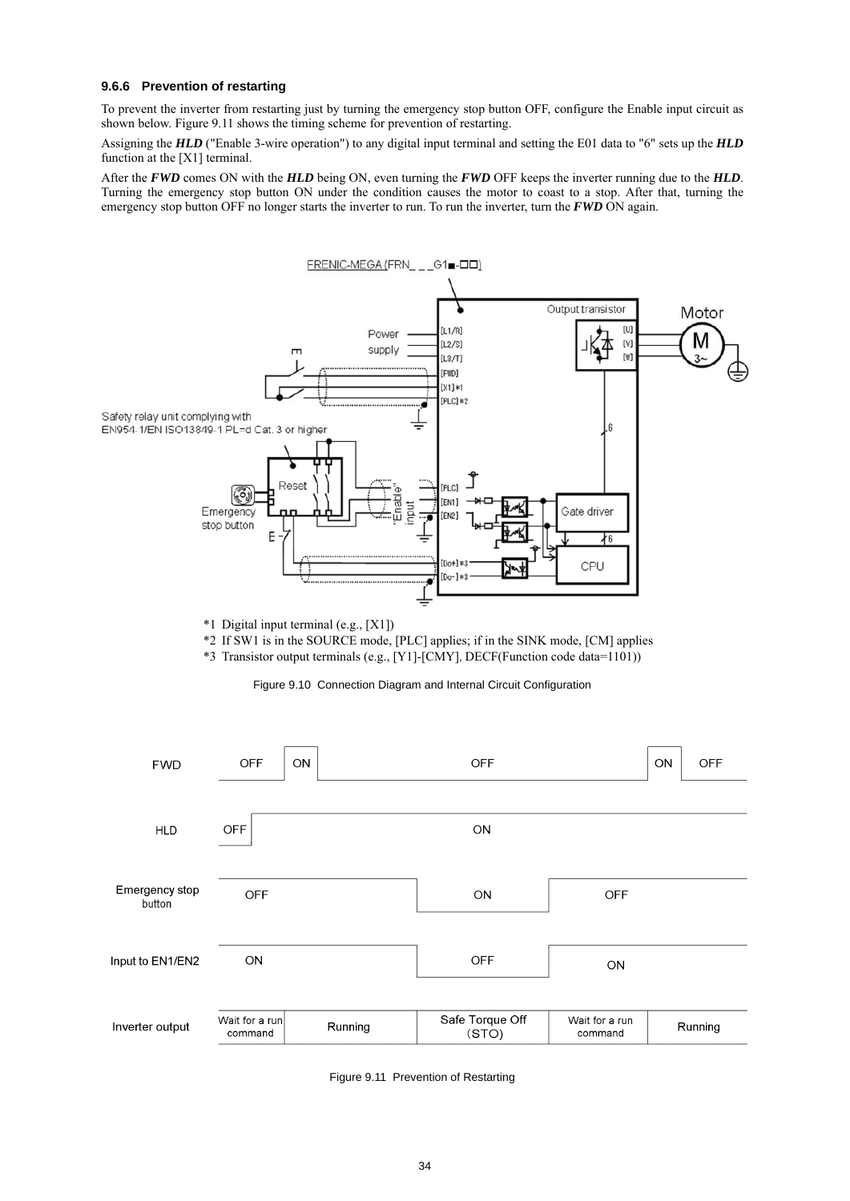### 9.6.6 Prevention of restarting

To prevent the inverter from restarting just by turning the emergency stop button OFF, configure the Enable input circuit as shown below. Figure 9.11 shows the timing scheme for prevention of restarting.

Assigning the ***HLD*** ("Enable 3-wire operation") to any digital input terminal and setting the E01 data to "6" sets up the ***HLD*** function at the [X1] terminal.

After the ***FWD*** comes ON with the ***HLD*** being ON, even turning the ***FWD*** OFF keeps the inverter running due to the ***HLD***. Turning the emergency stop button ON under the condition causes the motor to coast to a stop. After that, turning the emergency stop button OFF no longer starts the inverter to run. To run the inverter, turn the ***FWD*** ON again.

*1 Digital input terminal (e.g., [X1])

*2 If SW1 is in the SOURCE mode, [PLC] applies; if in the SINK mode, [CM] applies

*3 Transistor output terminals (e.g., [Y1]-[CMY], DECF(Function code data=1101))

Figure 9.10 Connection Diagram and Internal Circuit Configuration

Figure 9.11 Prevention of Restarting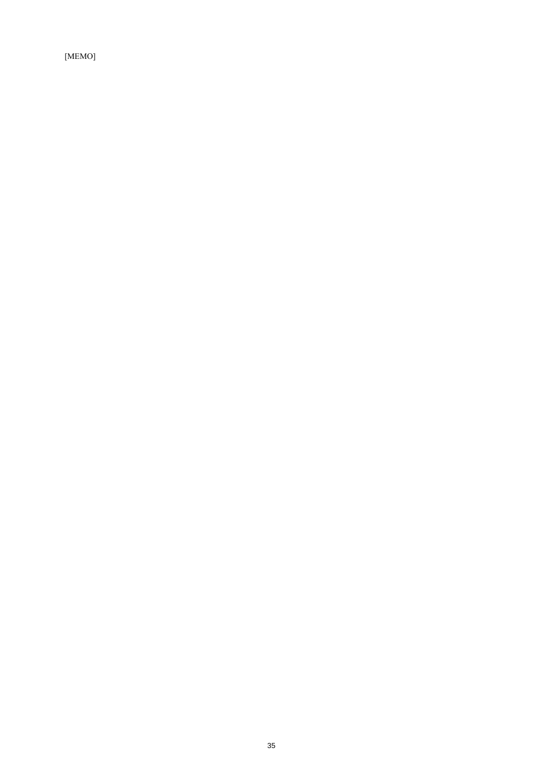[MEMO]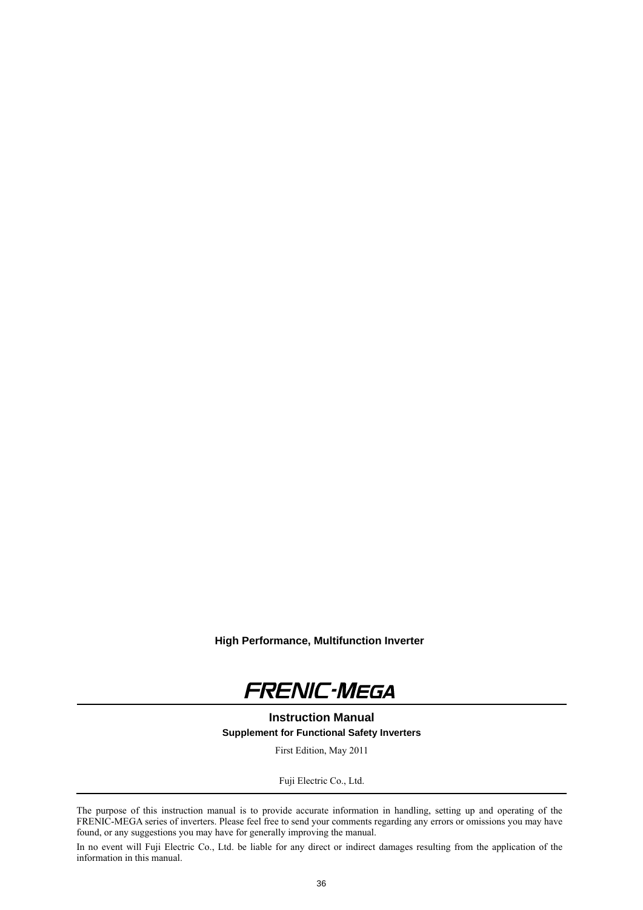**High Performance, Multifunction Inverter**

# FRENIC-MEGA

## Instruction Manual

**Supplement for Functional Safety Inverters**

First Edition, May 2011

Fuji Electric Co., Ltd.

---

The purpose of this instruction manual is to provide accurate information in handling, setting up and operating of the FRENIC-MEGA series of inverters. Please feel free to send your comments regarding any errors or omissions you may have found, or any suggestions you may have for generally improving the manual.

In no event will Fuji Electric Co., Ltd. be liable for any direct or indirect damages resulting from the application of the information in this manual.